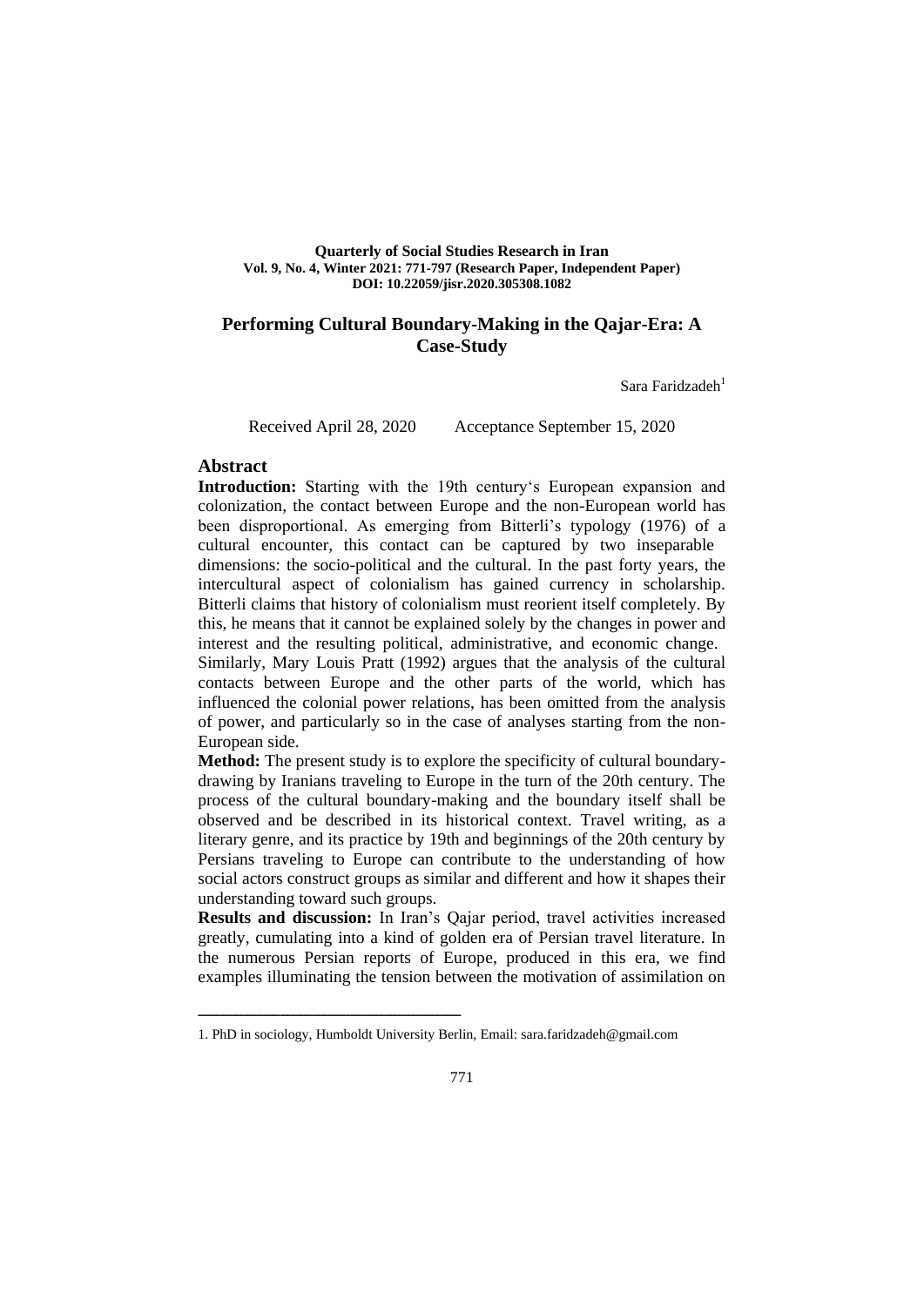**Quarterly of Social Studies Research in Iran**
**Vol. 9, No. 4, Winter 2021: 771-797 (Research Paper, Independent Paper)**
**DOI: 10.22059/jisr.2020.305308.1082**

# Performing Cultural Boundary-Making in the Qajar-Era: A Case-Study

Sara Faridzadeh[1]

Received April 28, 2020 Acceptance September 15, 2020

## Abstract

**Introduction:** Starting with the 19th century's European expansion and colonization, the contact between Europe and the non-European world has been disproportional. As emerging from Bitterli's typology (1976) of a cultural encounter, this contact can be captured by two inseparable dimensions: the socio-political and the cultural. In the past forty years, the intercultural aspect of colonialism has gained currency in scholarship. Bitterli claims that history of colonialism must reorient itself completely. By this, he means that it cannot be explained solely by the changes in power and interest and the resulting political, administrative, and economic change. Similarly, Mary Louis Pratt (1992) argues that the analysis of the cultural contacts between Europe and the other parts of the world, which has influenced the colonial power relations, has been omitted from the analysis of power, and particularly so in the case of analyses starting from the non-European side.

**Method:** The present study is to explore the specificity of cultural boundary-drawing by Iranians traveling to Europe in the turn of the 20th century. The process of the cultural boundary-making and the boundary itself shall be observed and be described in its historical context. Travel writing, as a literary genre, and its practice by 19th and beginnings of the 20th century by Persians traveling to Europe can contribute to the understanding of how social actors construct groups as similar and different and how it shapes their understanding toward such groups.

**Results and discussion:** In Iran's Qajar period, travel activities increased greatly, cumulating into a kind of golden era of Persian travel literature. In the numerous Persian reports of Europe, produced in this era, we find examples illuminating the tension between the motivation of assimilation on

---

1. PhD in sociology, Humboldt University Berlin, Email: sara.faridzadeh@gmail.com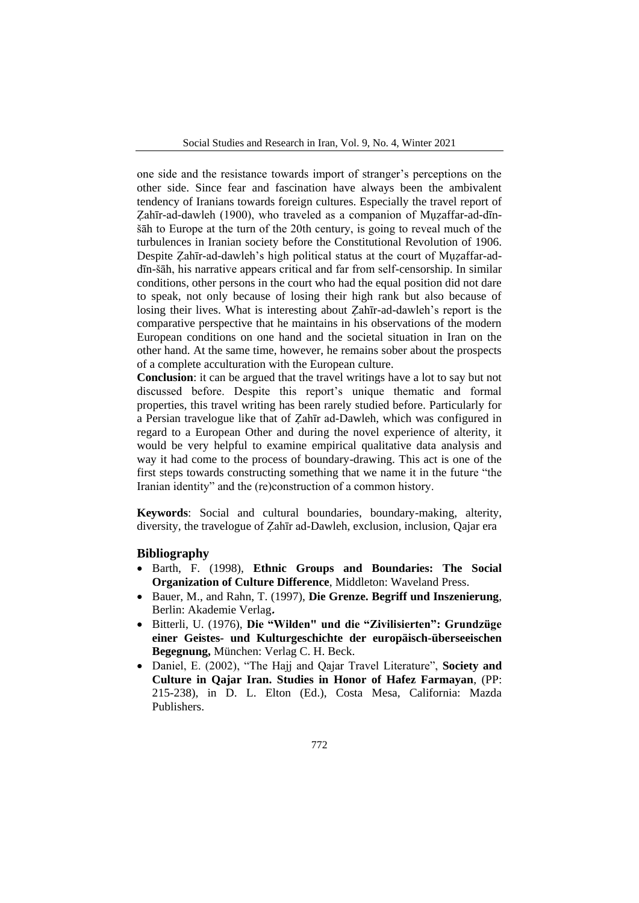one side and the resistance towards import of stranger's perceptions on the other side. Since fear and fascination have always been the ambivalent tendency of Iranians towards foreign cultures. Especially the travel report of Ẓahīr-ad-dawleh (1900), who traveled as a companion of Mụẓaffar-ad-dīn-šāh to Europe at the turn of the 20th century, is going to reveal much of the turbulences in Iranian society before the Constitutional Revolution of 1906. Despite Ẓahīr-ad-dawleh's high political status at the court of Mụẓaffar-ad-dīn-šāh, his narrative appears critical and far from self-censorship. In similar conditions, other persons in the court who had the equal position did not dare to speak, not only because of losing their high rank but also because of losing their lives. What is interesting about Ẓahīr-ad-dawleh's report is the comparative perspective that he maintains in his observations of the modern European conditions on one hand and the societal situation in Iran on the other hand. At the same time, however, he remains sober about the prospects of a complete acculturation with the European culture.

**Conclusion**: it can be argued that the travel writings have a lot to say but not discussed before. Despite this report's unique thematic and formal properties, this travel writing has been rarely studied before. Particularly for a Persian travelogue like that of Ẓahīr ad-Dawleh, which was configured in regard to a European Other and during the novel experience of alterity, it would be very helpful to examine empirical qualitative data analysis and way it had come to the process of boundary-drawing. This act is one of the first steps towards constructing something that we name it in the future "the Iranian identity" and the (re)construction of a common history.

**Keywords**: Social and cultural boundaries, boundary-making, alterity, diversity, the travelogue of Ẓahīr ad-Dawleh, exclusion, inclusion, Qajar era

### Bibliography

- Barth, F. (1998), **Ethnic Groups and Boundaries: The Social Organization of Culture Difference**, Middleton: Waveland Press.
- Bauer, M., and Rahn, T. (1997), **Die Grenze. Begriff und Inszenierung**, Berlin: Akademie Verlag**.**
- Bitterli, U. (1976), **Die "Wilden" und die "Zivilisierten": Grundzüge einer Geistes- und Kulturgeschichte der europäisch-überseeischen Begegnung,** München: Verlag C. H. Beck.
- Daniel, E. (2002), "The Hajj and Qajar Travel Literature", **Society and Culture in Qajar Iran. Studies in Honor of Hafez Farmayan**, (PP: 215-238), in D. L. Elton (Ed.), Costa Mesa, California: Mazda Publishers.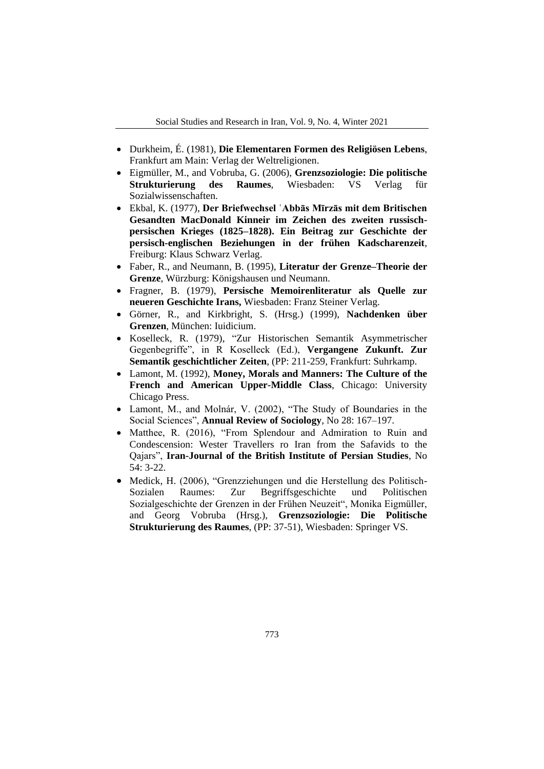- Durkheim, É. (1981), **Die Elementaren Formen des Religiösen Lebens**, Frankfurt am Main: Verlag der Weltreligionen.
- Eigmüller, M., and Vobruba, G. (2006), **Grenzsoziologie: Die politische Strukturierung des Raumes**, Wiesbaden: VS Verlag für Sozialwissenschaften.
- Ekbal, K. (1977), **Der Briefwechsel ʿAbbās Mīrzās mit dem Britischen Gesandten MacDonald Kinneir im Zeichen des zweiten russisch-persischen Krieges (1825–1828). Ein Beitrag zur Geschichte der persisch-englischen Beziehungen in der frühen Kadscharenzeit**, Freiburg: Klaus Schwarz Verlag.
- Faber, R., and Neumann, B. (1995), **Literatur der Grenze–Theorie der Grenze**, Würzburg: Königshausen und Neumann.
- Fragner, B. (1979), **Persische Memoirenliteratur als Quelle zur neueren Geschichte Irans,** Wiesbaden: Franz Steiner Verlag.
- Görner, R., and Kirkbright, S. (Hrsg.) (1999), **Nachdenken über Grenzen**, München: Iuidicium.
- Koselleck, R. (1979), "Zur Historischen Semantik Asymmetrischer Gegenbegriffe", in R Koselleck (Ed.), **Vergangene Zukunft. Zur Semantik geschichtlicher Zeiten**, (PP: 211-259, Frankfurt: Suhrkamp.
- Lamont, M. (1992), **Money, Morals and Manners: The Culture of the French and American Upper-Middle Class**, Chicago: University Chicago Press.
- Lamont, M., and Molnár, V. (2002), "The Study of Boundaries in the Social Sciences", **Annual Review of Sociology**, No 28: 167–197.
- Matthee, R. (2016), "From Splendour and Admiration to Ruin and Condescension: Wester Travellers ro Iran from the Safavids to the Qajars", **Iran-Journal of the British Institute of Persian Studies**, No 54: 3-22.
- Medick, H. (2006), "Grenzziehungen und die Herstellung des Politisch-Sozialen Raumes: Zur Begriffsgeschichte und Politischen Sozialgeschichte der Grenzen in der Frühen Neuzeit", Monika Eigmüller, and Georg Vobruba (Hrsg.), **Grenzsoziologie: Die Politische Strukturierung des Raumes**, (PP: 37-51), Wiesbaden: Springer VS.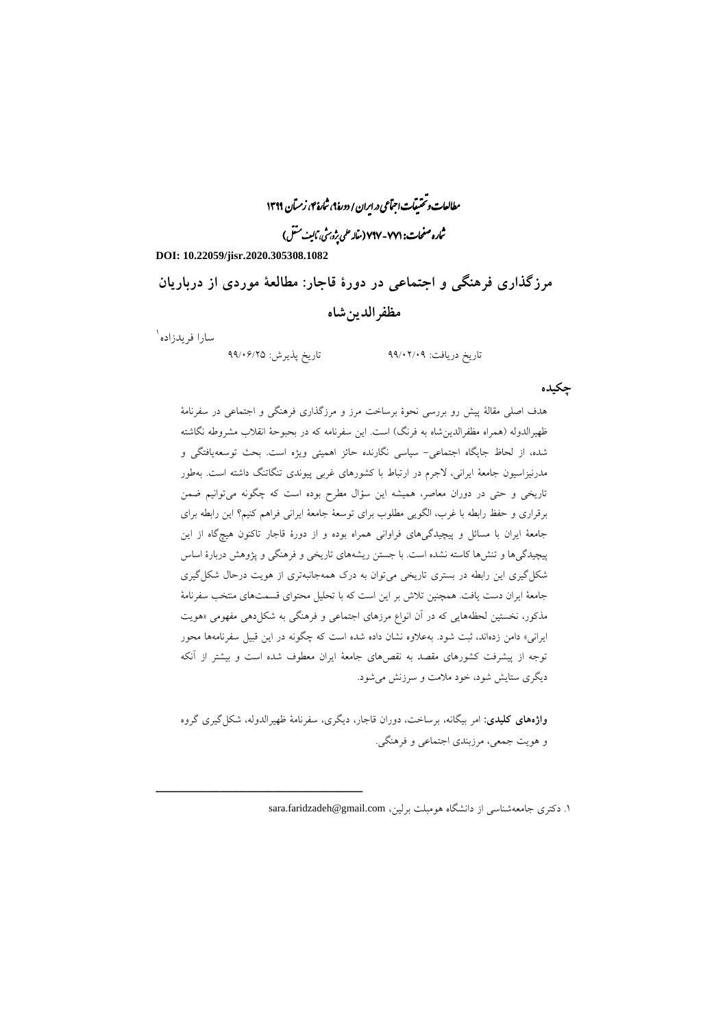DOI: 10.22059/jisr.2020.305308.1082

# مرزگذاری فرهنگی و اجتماعی در دورهٔ قاجار: مطالعهٔ موردی از درباریان مظفرالدین‌شاه

سارا فریدزاده[1]

تاریخ دریافت: ۹۹/۰۲/۰۹ تاریخ پذیرش: ۹۹/۰۶/۲۵

## چکیده

هدف اصلی مقالهٔ پیش رو بررسی نحوهٔ برساخت مرز و مرزگذاری فرهنگی و اجتماعی در سفرنامهٔ ظهیرالدوله (همراه مظفرالدین‌شاه به فرنگ) است. این سفرنامه که در بحبوحهٔ انقلاب مشروطه نگاشته شده، از لحاظ جایگاه اجتماعی- سیاسی نگارنده حائز اهمیتی ویژه است. بحث توسعه‌یافتگی و مدرنیزاسیون جامعهٔ ایرانی، لاجرم در ارتباط با کشورهای غربی پیوندی تنگاتنگ داشته است. به‌طور تاریخی و حتی در دوران معاصر، همیشه این سؤال مطرح بوده است که چگونه می‌توانیم ضمن برقراری و حفظ رابطه با غرب، الگویی مطلوب برای توسعهٔ جامعهٔ ایرانی فراهم کنیم؟ این رابطه برای جامعهٔ ایران با مسائل و پیچیدگی‌های فراوانی همراه بوده و از دورهٔ قاجار تاکنون هیچ‌گاه از این پیچیدگی‌ها و تنش‌ها کاسته نشده است. با جستن ریشه‌های تاریخی و فرهنگی و پژوهش دربارهٔ اساس شکل‌گیری این رابطه در بستری تاریخی می‌توان به درک همه‌جانبه‌تری از هویت درحال شکل‌گیری جامعهٔ ایران دست یافت. همچنین تلاش بر این است که با تحلیل محتوای قسمت‌های منتخب سفرنامهٔ مذکور، نخستین لحظه‌هایی که در آن انواع مرزهای اجتماعی و فرهنگی به شکل‌دهی مفهومی «هویت ایرانی» دامن زده‌اند، ثبت شود. به‌علاوه نشان داده شده است که چگونه در این قبیل سفرنامه‌ها محور توجه از پیشرفت کشورهای مقصد به نقص‌های جامعهٔ ایران معطوف شده است و بیشتر از آنکه دیگری ستایش شود، خود ملامت و سرزنش می‌شود.

**واژه‌های کلیدی**: امر بیگانه، برساخت، دوران قاجار، دیگری، سفرنامهٔ ظهیرالدوله، شکل‌گیری گروه و هویت جمعی، مرزبندی اجتماعی و فرهنگی.

---

۱. دکتری جامعه‌شناسی از دانشگاه هومبلت برلین، sara.faridzadeh@gmail.com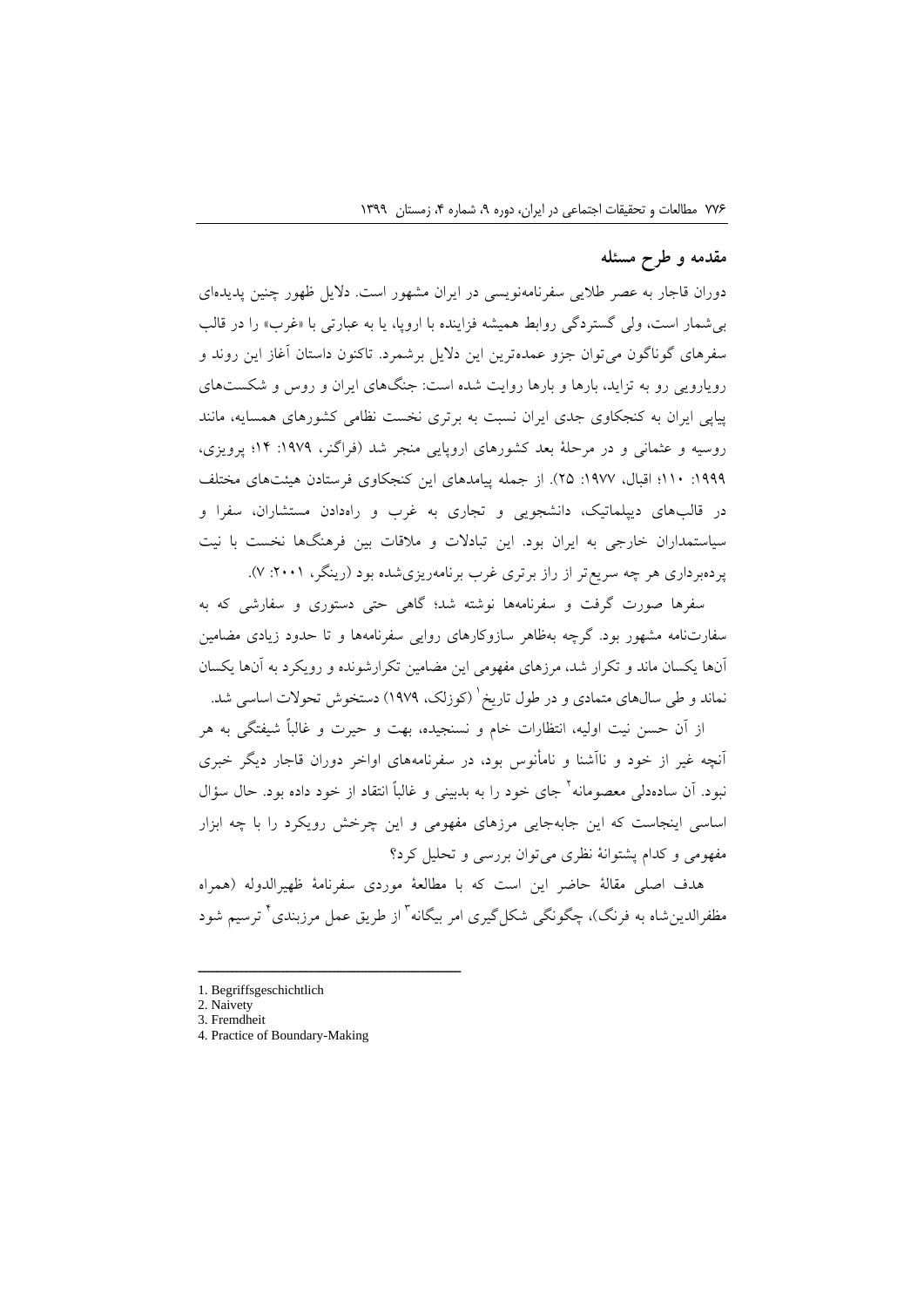## مقدمه و طرح مسئله

دوران قاجار به عصر طلایی سفرنامه‌نویسی در ایران مشهور است. دلایل ظهور چنین پدیده‌ای بی‌شمار است، ولی گستردگی روابط همیشه فزاینده با اروپا، یا به عبارتی با «غرب» را در قالب سفرهای گوناگون می‌توان جزو عمده‌ترین این دلایل برشمرد. تاکنون داستان آغاز این روند و رویارویی رو به تزاید، بارها و بارها روایت شده است: جنگ‌های ایران و روس و شکست‌های پیاپی ایران به کنجکاوی جدی ایران نسبت به برتری نخست نظامی کشورهای همسایه، مانند روسیه و عثمانی و در مرحلهٔ بعد کشورهای اروپایی منجر شد (فراگنر، ۱۹۷۹: ۱۴؛ پرویزی، ۱۹۹۹: ۱۱۰؛ اقبال، ۱۹۷۷: ۲۵). از جمله پیامدهای این کنجکاوی فرستادن هیئت‌های مختلف در قالب‌های دیپلماتیک، دانشجویی و تجاری به غرب و راه‌دادن مستشاران، سفرا و سیاستمداران خارجی به ایران بود. این تبادلات و ملاقات بین فرهنگ‌ها نخست با نیت پرده‌برداری هر چه سریع‌تر از راز برتری غرب برنامه‌ریزی‌شده بود (رینگر، ۲۰۰۱: ۷).

سفرها صورت گرفت و سفرنامه‌ها نوشته شد؛ گاهی حتی دستوری و سفارشی که به سفارت‌نامه مشهور بود. گرچه به‌ظاهر سازوکارهای روایی سفرنامه‌ها و تا حدود زیادی مضامین آن‌ها یکسان ماند و تکرار شد، مرزهای مفهومی این مضامین تکرارشونده و رویکرد به آن‌ها یکسان نماند و طی سال‌های متمادی و در طول تاریخ[1] (کوزلک، ۱۹۷۹) دستخوش تحولات اساسی شد.

از آن حسن نیت اولیه، انتظارات خام و نسنجیده، بهت و حیرت و غالباً شیفتگی به هر آنچه غیر از خود و ناآشنا و نامأنوس بود، در سفرنامه‌های اواخر دوران قاجار دیگر خبری نبود. آن ساده‌دلی معصومانه[2] جای خود را به بدبینی و غالباً انتقاد از خود داده بود. حال سؤال اساسی اینجاست که این جابه‌جایی مرزهای مفهومی و این چرخش رویکرد را با چه ابزار مفهومی و کدام پشتوانهٔ نظری می‌توان بررسی و تحلیل کرد؟

هدف اصلی مقالهٔ حاضر این است که با مطالعهٔ موردی سفرنامهٔ ظهیرالدوله (همراه مظفرالدین‌شاه به فرنگ)، چگونگی شکل‌گیری امر بیگانه[3] از طریق عمل مرزبندی[4] ترسیم شود

---

1. Begriffsgeschichtlich
2. Naivety
3. Fremdheit
4. Practice of Boundary-Making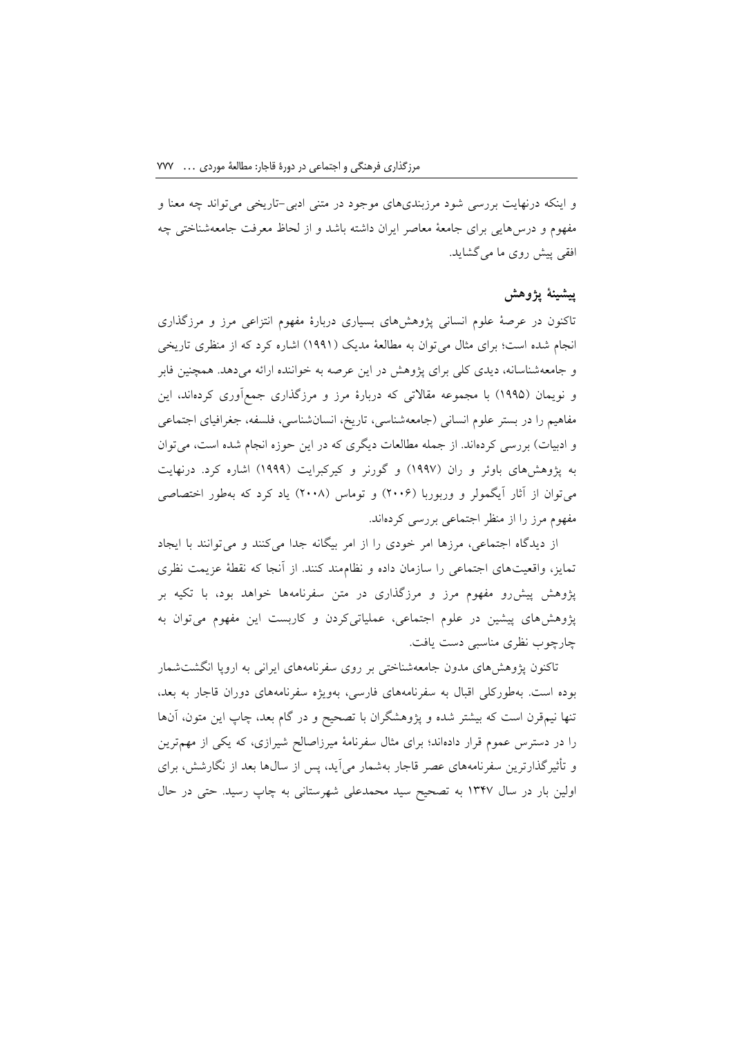و اینکه درنهایت بررسی شود مرزبندی‌های موجود در متنی ادبی–تاریخی می‌تواند چه معنا و مفهوم و درس‌هایی برای جامعهٔ معاصر ایران داشته باشد و از لحاظ معرفت جامعه‌شناختی چه افقی پیش روی ما می‌گشاید.

## پیشینهٔ پژوهش

تاکنون در عرصهٔ علوم انسانی پژوهش‌های بسیاری دربارهٔ مفهوم انتزاعی مرز و مرزگذاری انجام شده است؛ برای مثال می‌توان به مطالعهٔ مدیک (۱۹۹۱) اشاره کرد که از منظری تاریخی و جامعه‌شناسانه، دیدی کلی برای پژوهش در این عرصه به خواننده ارائه می‌دهد. همچنین فابر و نویمان (۱۹۹۵) با مجموعه مقالاتی که دربارهٔ مرز و مرزگذاری جمع‌آوری کرده‌اند، این مفاهیم را در بستر علوم انسانی (جامعه‌شناسی، تاریخ، انسان‌شناسی، فلسفه، جغرافیای اجتماعی و ادبیات) بررسی کرده‌اند. از جمله مطالعات دیگری که در این حوزه انجام شده است، می‌توان به پژوهش‌های باوئر و ران (۱۹۹۷) و گورنر و کیرکبرایت (۱۹۹۹) اشاره کرد. درنهایت می‌توان از آثار آیگمولر و وربوربا (۲۰۰۶) و توماس (۲۰۰۸) یاد کرد که به‌طور اختصاصی مفهوم مرز را از منظر اجتماعی بررسی کرده‌اند.

از دیدگاه اجتماعی، مرزها امر خودی را از امر بیگانه جدا می‌کنند و می‌توانند با ایجاد تمایز، واقعیت‌های اجتماعی را سازمان داده و نظام‌مند کنند. از آنجا که نقطهٔ عزیمت نظری پژوهش پیش‌رو مفهوم مرز و مرزگذاری در متن سفرنامه‌ها خواهد بود، با تکیه بر پژوهش‌های پیشین در علوم اجتماعی، عملیاتی‌کردن و کاربست این مفهوم می‌توان به چارچوب نظری مناسبی دست یافت.

تاکنون پژوهش‌های مدون جامعه‌شناختی بر روی سفرنامه‌های ایرانی به اروپا انگشت‌شمار بوده است. به‌طورکلی اقبال به سفرنامه‌های فارسی، به‌ویژه سفرنامه‌های دوران قاجار به بعد، تنها نیم‌قرن است که بیشتر شده و پژوهشگران با تصحیح و در گام بعد، چاپ این متون، آن‌ها را در دسترس عموم قرار داده‌اند؛ برای مثال سفرنامهٔ میرزاصالح شیرازی، که یکی از مهم‌ترین و تأثیرگذارترین سفرنامه‌های عصر قاجار به‌شمار می‌آید، پس از سال‌ها بعد از نگارشش، برای اولین بار در سال ۱۳۴۷ به تصحیح سید محمدعلی شهرستانی به چاپ رسید. حتی در حال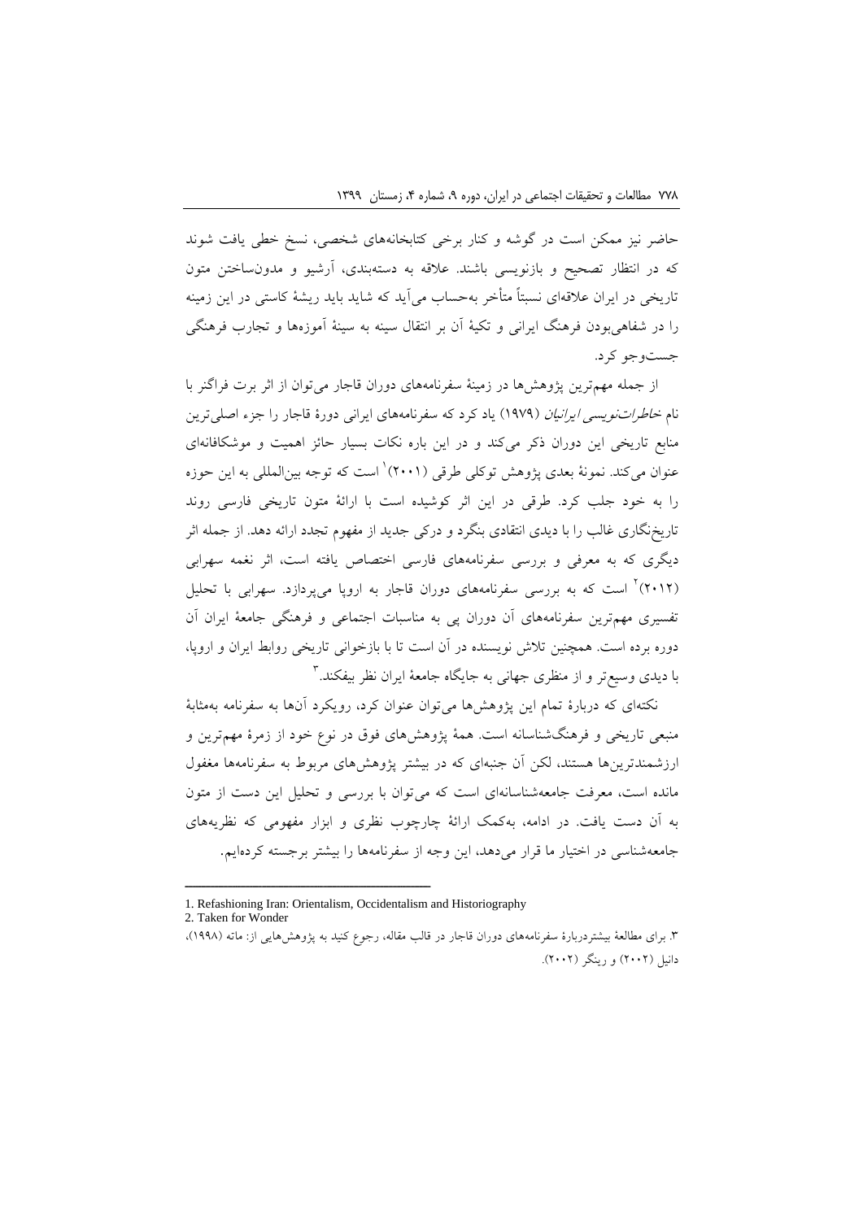حاضر نیز ممکن است در گوشه و کنار برخی کتابخانه‌های شخصی، نسخ خطی یافت شوند که در انتظار تصحیح و بازنویسی باشند. علاقه به دسته‌بندی، آرشیو و مدون‌ساختن متون تاریخی در ایران علاقه‌ای نسبتاً متأخر به‌حساب می‌آید که شاید باید ریشهٔ کاستی در این زمینه را در شفاهی‌بودن فرهنگ ایرانی و تکیهٔ آن بر انتقال سینه به سینهٔ آموزه‌ها و تجارب فرهنگی جست‌وجو کرد.

از جمله مهم‌ترین پژوهش‌ها در زمینهٔ سفرنامه‌های دوران قاجار می‌توان از اثر برت فراگنر با نام *خاطرات‌نویسی ایرانیان* (۱۹۷۹) یاد کرد که سفرنامه‌های ایرانی دورهٔ قاجار را جزء اصلی‌ترین منابع تاریخی این دوران ذکر می‌کند و در این باره نکات بسیار حائز اهمیت و موشکافانه‌ای عنوان می‌کند. نمونهٔ بعدی پژوهش توکلی طرقی (۲۰۰۱)[1] است که توجه بین‌المللی به این حوزه را به خود جلب کرد. طرقی در این اثر کوشیده است با ارائهٔ متون تاریخی فارسی روند تاریخ‌نگاری غالب را با دیدی انتقادی بنگرد و درکی جدید از مفهوم تجدد ارائه دهد. از جمله اثر دیگری که به معرفی و بررسی سفرنامه‌های فارسی اختصاص یافته است، اثر نغمه سهرابی (۲۰۱۲)[2] است که به بررسی سفرنامه‌های دوران قاجار به اروپا می‌پردازد. سهرابی با تحلیل تفسیری مهم‌ترین سفرنامه‌های آن دوران پی به مناسبات اجتماعی و فرهنگی جامعهٔ ایران آن دوره برده است. همچنین تلاش نویسنده در آن است تا با بازخوانی تاریخی روابط ایران و اروپا، با دیدی وسیع‌تر و از منظری جهانی به جایگاه جامعهٔ ایران نظر بیفکند.[3]

نکته‌ای که دربارهٔ تمام این پژوهش‌ها می‌توان عنوان کرد، رویکرد آن‌ها به سفرنامه به‌مثابهٔ منبعی تاریخی و فرهنگ‌شناسانه است. همهٔ پژوهش‌های فوق در نوع خود از زمرهٔ مهم‌ترین و ارزشمندترین‌ها هستند، لکن آن جنبه‌ای که در بیشتر پژوهش‌های مربوط به سفرنامه‌ها مغفول مانده است، معرفت جامعه‌شناسانه‌ای است که می‌توان با بررسی و تحلیل این دست از متون به آن دست یافت. در ادامه، به‌کمک ارائهٔ چارچوب نظری و ابزار مفهومی که نظریه‌های جامعه‌شناسی در اختیار ما قرار می‌دهد، این وجه از سفرنامه‌ها را بیشتر برجسته کرده‌ایم.

---

1. Refashioning Iran: Orientalism, Occidentalism and Historiography
2. Taken for Wonder

۳. برای مطالعهٔ بیشتردربارهٔ سفرنامه‌های دوران قاجار در قالب مقاله، رجوع کنید به پژوهش‌هایی از: ماته (۱۹۹۸)، دانیل (۲۰۰۲) و رینگر (۲۰۰۲).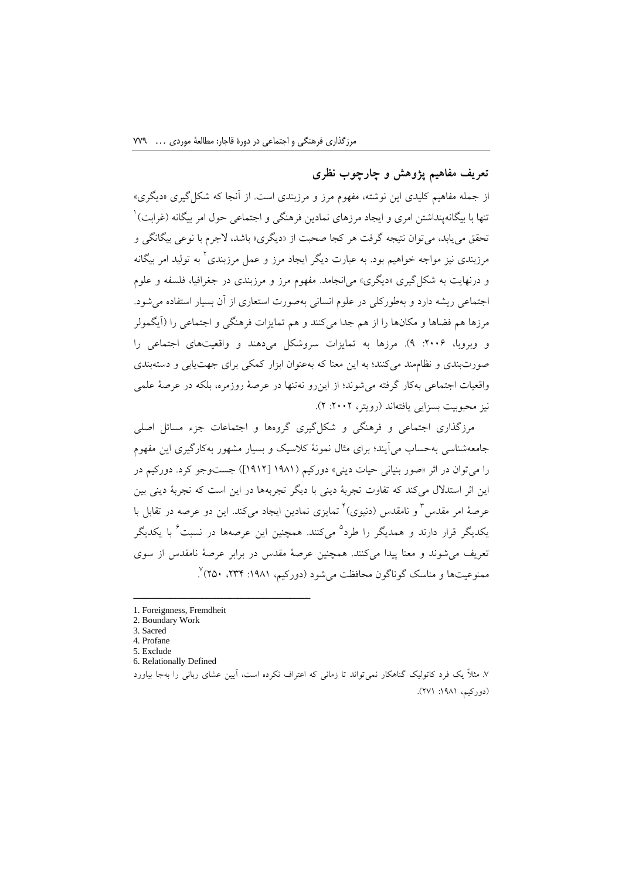## تعریف مفاهیم پژوهش و چارچوب نظری

از جمله مفاهیم کلیدی این نوشته، مفهوم مرز و مرزبندی است. از آنجا که شکل‌گیری «دیگری» تنها با بیگانه‌پنداشتن امری و ایجاد مرزهای نمادین فرهنگی و اجتماعی حول امر بیگانه (غرابت)[1] تحقق می‌یابد، می‌توان نتیجه گرفت هر کجا صحبت از «دیگری» باشد، لاجرم با نوعی بیگانگی و مرزبندی نیز مواجه خواهیم بود. به عبارت دیگر ایجاد مرز و عمل مرزبندی[2] به تولید امر بیگانه و درنهایت به شکل‌گیری «دیگری» می‌انجامد. مفهوم مرز و مرزبندی در جغرافیا، فلسفه و علوم اجتماعی ریشه دارد و به‌طورکلی در علوم انسانی به‌صورت استعاری از آن بسیار استفاده می‌شود. مرزها هم فضاها و مکان‌ها را از هم جدا می‌کنند و هم تمایزات فرهنگی و اجتماعی را (آیگمولر و وبروبا، ۲۰۰۶: ۹). مرزها به تمایزات سروشکل می‌دهند و واقعیت‌های اجتماعی را صورت‌بندی و نظام‌مند می‌کنند؛ به این معنا که به‌عنوان ابزار کمکی برای جهت‌یابی و دسته‌بندی واقعیات اجتماعی به‌کار گرفته می‌شوند؛ از این‌رو نه‌تنها در عرصهٔ روزمره، بلکه در عرصهٔ علمی نیز محبوبیت بسزایی یافته‌اند (رویتر، ۲۰۰۲: ۲).

مرزگذاری اجتماعی و فرهنگی و شکل‌گیری گروه‌ها و اجتماعات جزء مسائل اصلی جامعه‌شناسی به‌حساب می‌آیند؛ برای مثال نمونهٔ کلاسیک و بسیار مشهور به‌کارگیری این مفهوم را می‌توان در اثر «صور بنیانی حیات دینی» دورکیم (۱۹۸۱ [۱۹۱۲]) جست‌وجو کرد. دورکیم در این اثر استدلال می‌کند که تفاوت تجربهٔ دینی با دیگر تجربه‌ها در این است که تجربهٔ دینی بین عرصهٔ امر مقدس[3] و نامقدس (دنیوی)[4] تمایزی نمادین ایجاد می‌کند. این دو عرصه در تقابل با یکدیگر قرار دارند و همدیگر را طرد[5] می‌کنند. همچنین این عرصه‌ها در نسبت[6] با یکدیگر تعریف می‌شوند و معنا پیدا می‌کنند. همچنین عرصهٔ مقدس در برابر عرصهٔ نامقدس از سوی ممنوعیت‌ها و مناسک گوناگون محافظت می‌شود (دورکیم، ۱۹۸۱: ۲۳۴، ۲۵۰)[7].

---

1. Foreignness, Fremdheit
2. Boundary Work
3. Sacred
4. Profane
5. Exclude
6. Relationally Defined
7. مثلاً یک فرد کاتولیک گناهکار نمی‌تواند تا زمانی که اعتراف نکرده است، آیین عشای ربانی را به‌جا بیاورد (دورکیم، ۱۹۸۱: ۲۷۱).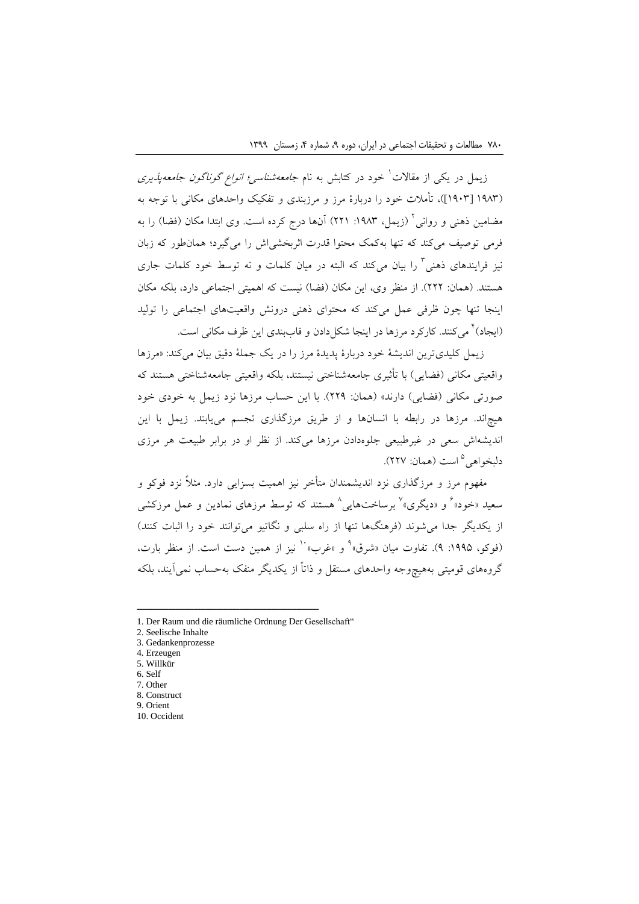زیمل در یکی از مقالات[1] خود در کتابش به نام *جامعه‌شناسی؛ انواع گوناگون جامعه‌پذیری* (۱۹۸۳ [۱۹۰۳])، تأملات خود را دربارهٔ مرز و مرزبندی و تفکیک واحدهای مکانی با توجه به مضامین ذهنی و روانی[2] (زیمل، ۱۹۸۳: ۲۲۱) آن‌ها درج کرده است. وی ابتدا مکان (فضا) را به فرمی توصیف می‌کند که تنها به‌کمک محتوا قدرت اثربخشی‌اش را می‌گیرد؛ همان‌طور که زبان نیز فرایندهای ذهنی[3] را بیان می‌کند که البته در میان کلمات و نه توسط خود کلمات جاری هستند. (همان: ۲۲۲). از منظر وی، این مکان (فضا) نیست که اهمیتی اجتماعی دارد، بلکه مکان اینجا تنها چون ظرفی عمل می‌کند که محتوای ذهنی درونش واقعیت‌های اجتماعی را تولید (ایجاد)[4] می‌کنند. کارکرد مرزها در اینجا شکل‌دادن و قاب‌بندی این ظرف مکانی است.

زیمل کلیدی‌ترین اندیشهٔ خود دربارهٔ پدیدهٔ مرز را در یک جملهٔ دقیق بیان می‌کند: «مرزها واقعیتی مکانی (فضایی) با تأثیری جامعه‌شناختی نیستند، بلکه واقعیتی جامعه‌شناختی هستند که صورتی مکانی (فضایی) دارند» (همان: ۲۲۹). با این حساب مرزها نزد زیمل به خودی خود هیچ‌اند. مرزها در رابطه با انسان‌ها و از طریق مرزگذاری تجسم می‌یابند. زیمل با این اندیشه‌اش سعی در غیرطبیعی جلوه‌دادن مرزها می‌کند. از نظر او در برابر طبیعت هر مرزی دلبخواهی[5] است (همان: ۲۲۷).

مفهوم مرز و مرزگذاری نزد اندیشمندان متأخر نیز اهمیت بسزایی دارد. مثلاً نزد فوکو و سعید «خود»[6] و «دیگری»[7] برساخت‌هایی[8] هستند که توسط مرزهای نمادین و عمل مرزکشی از یکدیگر جدا می‌شوند (فرهنگ‌ها تنها از راه سلبی و نگاتیو می‌توانند خود را اثبات کنند) (فوکو، ۱۹۹۵: ۹). تفاوت میان «شرق»[9] و «غرب»[10] نیز از همین دست است. از منظر بارت، گروه‌های قومیتی به‌هیچ‌وجه واحدهای مستقل و ذاتاً از یکدیگر منفک به‌حساب نمی‌آیند، بلکه

---

1. Der Raum und die räumliche Ordnung Der Gesellschaft“
2. Seelische Inhalte
3. Gedankenprozesse
4. Erzeugen
5. Willkür
6. Self
7. Other
8. Construct
9. Orient
10. Occident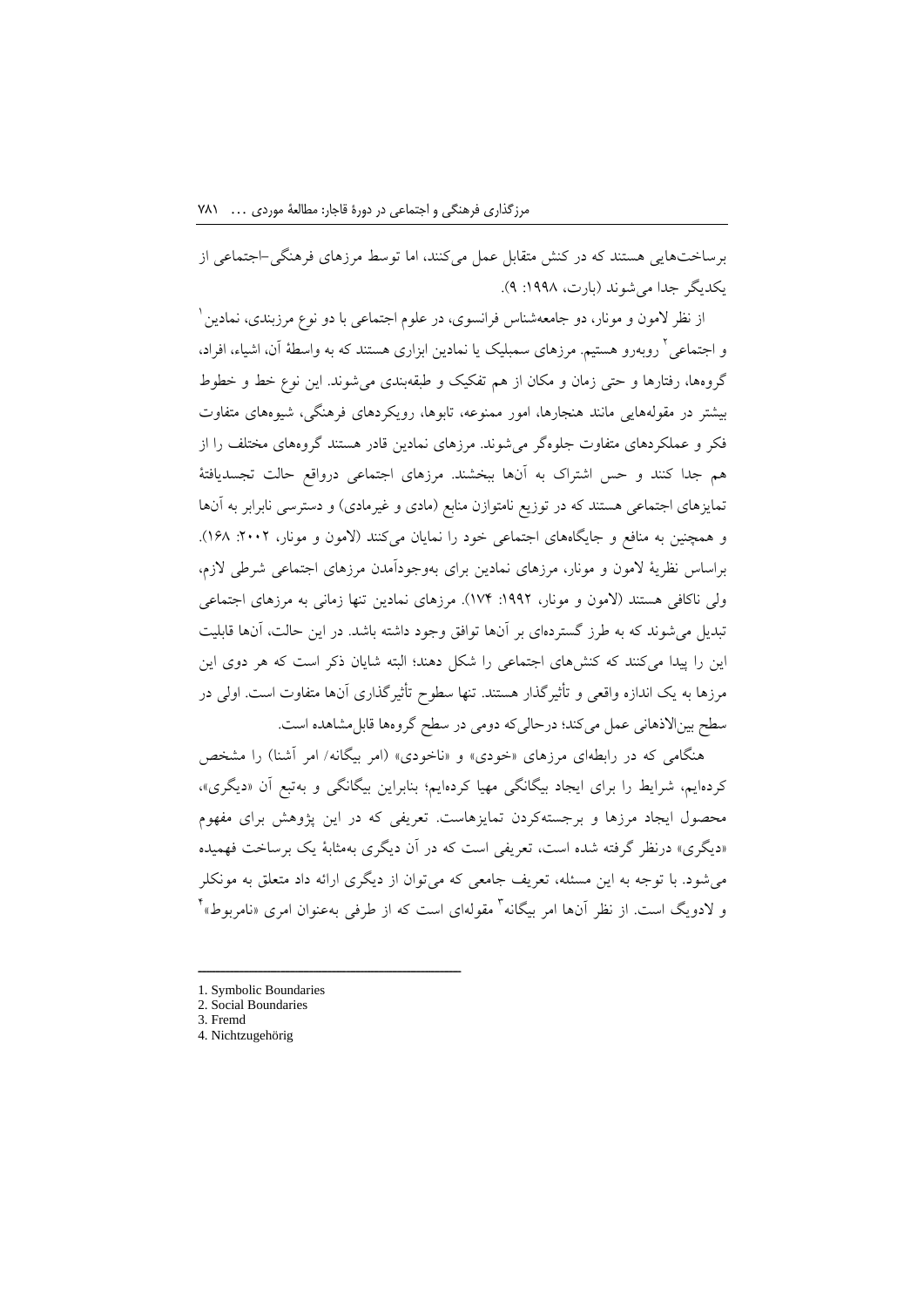برساخت‌هایی هستند که در کنش متقابل عمل می‌کنند، اما توسط مرزهای فرهنگی-اجتماعی از یکدیگر جدا می‌شوند (بارت، ۱۹۹۸: ۹).

از نظر لامون و مونار، دو جامعه‌شناس فرانسوی، در علوم اجتماعی با دو نوع مرزبندی، نمادین[1] و اجتماعی[2] روبه‌رو هستیم. مرزهای سمبلیک یا نمادین ابزاری هستند که به واسطهٔ آن، اشیاء، افراد، گروه‌ها، رفتارها و حتی زمان و مکان از هم تفکیک و طبقه‌بندی می‌شوند. این نوع خط و خطوط بیشتر در مقوله‌هایی مانند هنجارها، امور ممنوعه، تابوها، رویکردهای فرهنگی، شیوه‌های متفاوت فکر و عملکردهای متفاوت جلوه‌گر می‌شوند. مرزهای نمادین قادر هستند گروه‌های مختلف را از هم جدا کنند و حس اشتراک به آن‌ها ببخشند. مرزهای اجتماعی درواقع حالت تجسدیافتهٔ تمایزهای اجتماعی هستند که در توزیع نامتوازن منابع (مادی و غیرمادی) و دسترسی نابرابر به آن‌ها و همچنین به منافع و جایگاه‌های اجتماعی خود را نمایان می‌کنند (لامون و مونار، ۲۰۰۲: ۱۶۸). براساس نظریهٔ لامون و مونار، مرزهای نمادین برای به‌وجودآمدن مرزهای اجتماعی شرطی لازم، ولی ناکافی هستند (لامون و مونار، ۱۹۹۲: ۱۷۴). مرزهای نمادین تنها زمانی به مرزهای اجتماعی تبدیل می‌شوند که به طرز گسترده‌ای بر آن‌ها توافق وجود داشته باشد. در این حالت، آن‌ها قابلیت این را پیدا می‌کنند که کنش‌های اجتماعی را شکل دهند؛ البته شایان ذکر است که هر دوی این مرزها به یک اندازه واقعی و تأثیرگذار هستند. تنها سطوح تأثیرگذاری آن‌ها متفاوت است. اولی در سطح بین‌الاذهانی عمل می‌کند؛ درحالی‌که دومی در سطح گروه‌ها قابل‌مشاهده است.

هنگامی که در رابطه‌ای مرزهای «خودی» و «ناخودی» (امر بیگانه/ امر آشنا) را مشخص کرده‌ایم، شرایط را برای ایجاد بیگانگی مهیا کرده‌ایم؛ بنابراین بیگانگی و به‌تبع آن «دیگری»، محصول ایجاد مرزها و برجسته‌کردن تمایزهاست. تعریفی که در این پژوهش برای مفهوم «دیگری» درنظر گرفته شده است، تعریفی است که در آن دیگری به‌مثابهٔ یک برساخت فهمیده می‌شود. با توجه به این مسئله، تعریف جامعی که می‌توان از دیگری ارائه داد متعلق به مونکلر و لادویگ است. از نظر آن‌ها امر بیگانه[3] مقوله‌ای است که از طرفی به‌عنوان امری «نامربوط»[4]

---

1. Symbolic Boundaries
2. Social Boundaries
3. Fremd
4. Nichtzugehörig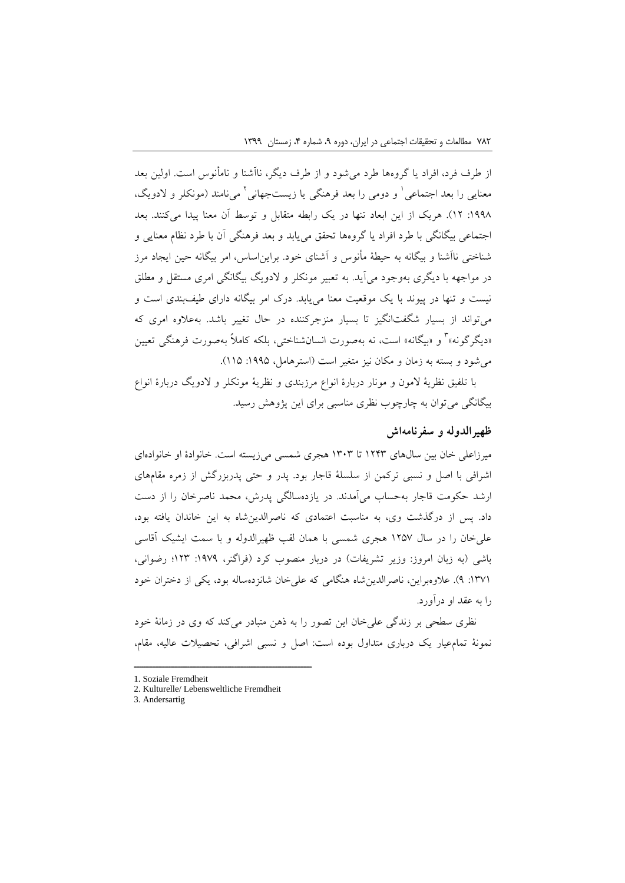از طرف فرد، افراد یا گروه‌ها طرد می‌شود و از طرف دیگر، ناآشنا و نامأنوس است. اولین بعد معنایی را بعد اجتماعی[1] و دومی را بعد فرهنگی یا زیست‌جهانی[2] می‌نامند (مونکلر و لادویگ، ۱۹۹۸: ۱۲). هریک از این ابعاد تنها در یک رابطه متقابل و توسط آن معنا پیدا می‌کنند. بعد اجتماعی بیگانگی با طرد افراد یا گروه‌ها تحقق می‌یابد و بعد فرهنگی آن با طرد نظام معنایی و شناختی ناآشنا و بیگانه به حیطهٔ مأنوس و آشنای خود. براین‌اساس، امر بیگانه حین ایجاد مرز در مواجهه با دیگری به‌وجود می‌آید. به تعبیر مونکلر و لادویگ بیگانگی امری مستقل و مطلق نیست و تنها در پیوند با یک موقعیت معنا می‌یابد. درک امر بیگانه دارای طیف‌بندی است و می‌تواند از بسیار شگفت‌انگیز تا بسیار منزجرکننده در حال تغییر باشد. به‌علاوه امری که «دیگرگونه»[3] و «بیگانه» است، نه به‌صورت انسان‌شناختی، بلکه کاملاً به‌صورت فرهنگی تعیین می‌شود و بسته به زمان و مکان نیز متغیر است (استرهامل، ۱۹۹۵: ۱۱۵).

با تلفیق نظریهٔ لامون و مونار دربارهٔ انواع مرزبندی و نظریهٔ مونکلر و لادویگ دربارهٔ انواع بیگانگی می‌توان به چارچوب نظری مناسبی برای این پژوهش رسید.

## ظهیرالدوله و سفرنامه‌اش

میرزاعلی خان بین سال‌های ۱۲۴۳ تا ۱۳۰۳ هجری شمسی می‌زیسته است. خانوادهٔ او خانواده‌ای اشرافی با اصل و نسبی ترکمن از سلسلهٔ قاجار بود. پدر و حتی پدربزرگش از زمره مقام‌های ارشد حکومت قاجار به‌حساب می‌آمدند. در یازده‌سالگی پدرش، محمد ناصرخان را از دست داد. پس از درگذشت وی، به مناسبت اعتمادی که ناصرالدین‌شاه به این خاندان یافته بود، علی‌خان را در سال ۱۲۵۷ هجری شمسی با همان لقب ظهیرالدوله و با سمت ایشیک آقاسی باشی (به زبان امروز: وزیر تشریفات) در دربار منصوب کرد (فراگنر، ۱۹۷۹: ۱۲۳؛ رضوانی، ۱۳۷۱: ۹). علاوه‌براین، ناصرالدین‌شاه هنگامی که علی‌خان شانزده‌ساله بود، یکی از دختران خود را به عقد او درآورد.

نظری سطحی بر زندگی علی‌خان این تصور را به ذهن متبادر می‌کند که وی در زمانهٔ خود نمونهٔ تمام‌عیار یک درباری متداول بوده است: اصل و نسبی اشرافی، تحصیلات عالیه، مقام،

---

1. Soziale Fremdheit
2. Kulturelle/ Lebensweltliche Fremdheit
3. Andersartig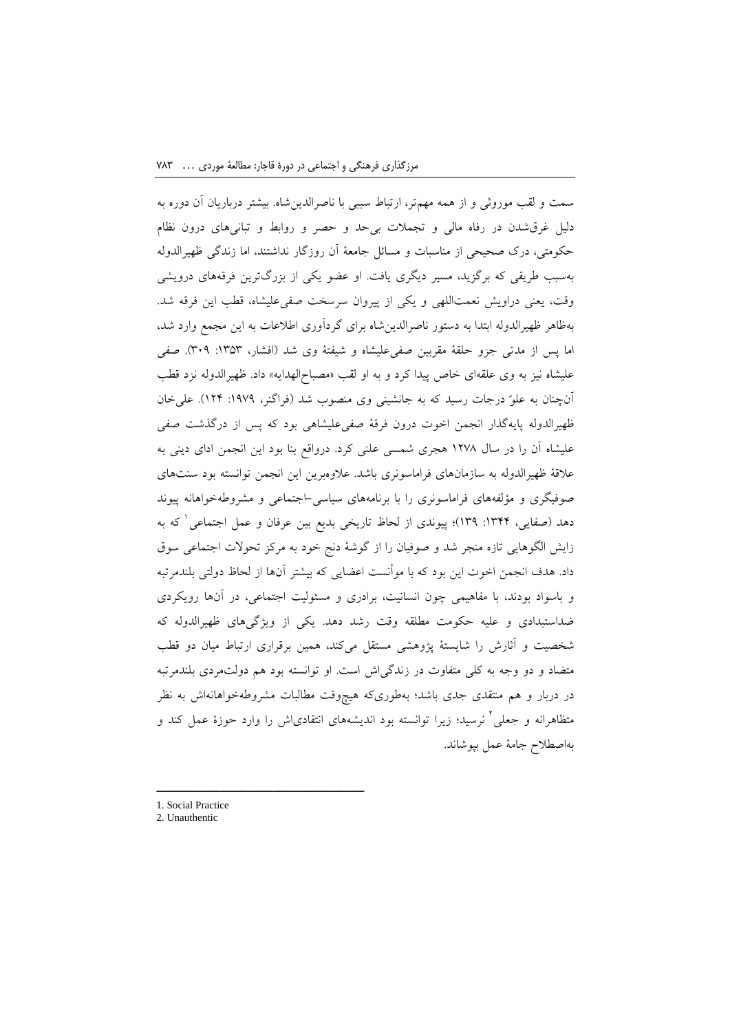سمت و لقب موروثی و از همه مهم‌تر، ارتباط سببی با ناصرالدین‌شاه. بیشتر درباریان آن دوره به دلیل غرق‌شدن در رفاه مالی و تجملات بی‌حد و حصر و روابط و تبانی‌های درون نظام حکومتی، درک صحیحی از مناسبات و مسائل جامعهٔ آن روزگار نداشتند، اما زندگی ظهیرالدوله به‌سبب طریقی که برگزید، مسیر دیگری یافت. او عضو یکی از بزرگ‌ترین فرقه‌های درویشی وقت، یعنی دراویش نعمت‌اللهی و یکی از پیروان سرسخت صفی‌علیشاه، قطب این فرقه شد. به‌ظاهر ظهیرالدوله ابتدا به دستور ناصرالدین‌شاه برای گردآوری اطلاعات به این مجمع وارد شد، اما پس از مدتی جزو حلقهٔ مقربین صفی‌علیشاه و شیفتهٔ وی شد (افشار، ۱۳۵۳: ۳۰۹). صفی علیشاه نیز به وی علقه‌ای خاص پیدا کرد و به او لقب «مصباح‌الهدایه» داد. ظهیرالدوله نزد قطب آن‌چنان به علوّ درجات رسید که به جانشینی وی منصوب شد (فراگنر، ۱۹۷۹: ۱۲۴). علی‌خان ظهیرالدوله پایه‌گذار انجمن اخوت درون فرقهٔ صفی‌علیشاهی بود که پس از درگذشت صفی علیشاه آن را در سال ۱۲۷۸ هجری شمسی علنی کرد. درواقع بنا بود این انجمن ادای دینی به علاقهٔ ظهیرالدوله به سازمان‌های فراماسونری باشد. علاوه‌براین این انجمن توانسته بود سنت‌های صوفیگری و مؤلفه‌های فراماسونری را با برنامه‌های سیاسی-اجتماعی و مشروطه‌خواهانه پیوند دهد (صفایی، ۱۳۴۴: ۱۳۹)؛ پیوندی از لحاظ تاریخی بدیع بین عرفان و عمل اجتماعی[1] که به زایش الگوهایی تازه منجر شد و صوفیان را از گوشهٔ دنج خود به مرکز تحولات اجتماعی سوق داد. هدف انجمن اخوت این بود که با مؤانست اعضایی که بیشتر آن‌ها از لحاظ دولتی بلندمرتبه و باسواد بودند، با مفاهیمی چون انسانیت، برادری و مسئولیت اجتماعی، در آن‌ها رویکردی ضداستبدادی و علیه حکومت مطلقه وقت رشد دهد. یکی از ویژگی‌های ظهیرالدوله که شخصیت و آثارش را شایستهٔ پژوهشی مستقل می‌کند، همین برقراری ارتباط میان دو قطب متضاد و دو وجه به کلی متفاوت در زندگی‌اش است. او توانسته بود هم دولت‌مردی بلندمرتبه در دربار و هم منتقدی جدی باشد؛ به‌طوری‌که هیچ‌وقت مطالبات مشروطه‌خواهانه‌اش به نظر متظاهرانه و جعلی[2] نرسید؛ زیرا توانسته بود اندیشه‌های انتقادی‌اش را وارد حوزهٔ عمل کند و به‌اصطلاح جامهٔ عمل بپوشاند.

---

1. Social Practice
2. Unauthentic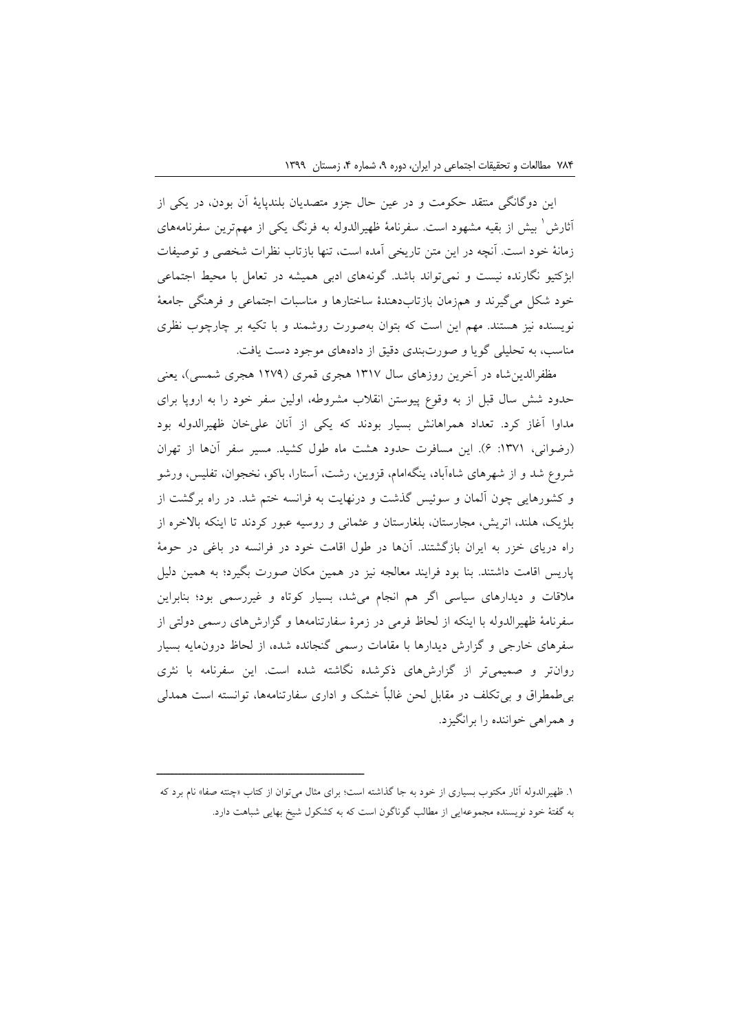این دوگانگی منتقد حکومت و در عین حال جزو متصدیان بلندپایهٔ آن بودن، در یکی از آثارش[1] بیش از بقیه مشهود است. سفرنامهٔ ظهیرالدوله به فرنگ یکی از مهم‌ترین سفرنامه‌های زمانهٔ خود است. آنچه در این متن تاریخی آمده است، تنها بازتاب نظرات شخصی و توصیفات ابژکتیو نگارنده نیست و نمی‌تواند باشد. گونه‌های ادبی همیشه در تعامل با محیط اجتماعی خود شکل می‌گیرند و هم‌زمان بازتاب‌دهندهٔ ساختارها و مناسبات اجتماعی و فرهنگی جامعهٔ نویسنده نیز هستند. مهم این است که بتوان به‌صورت روشمند و با تکیه بر چارچوب نظری مناسب، به تحلیلی گویا و صورت‌بندی دقیق از داده‌های موجود دست یافت.

مظفرالدین‌شاه در آخرین روزهای سال ۱۳۱۷ هجری قمری (۱۲۷۹ هجری شمسی)، یعنی حدود شش سال قبل از به وقوع پیوستن انقلاب مشروطه، اولین سفر خود را به اروپا برای مداوا آغاز کرد. تعداد همراهانش بسیار بودند که یکی از آنان علی‌خان ظهیرالدوله بود (رضوانی، ۱۳۷۱: ۶). این مسافرت حدود هشت ماه طول کشید. مسیر سفر آن‌ها از تهران شروع شد و از شهرهای شاه‌آباد، ینگه‌امام، قزوین، رشت، آستارا، باکو، نخجوان، تفلیس، ورشو و کشورهایی چون آلمان و سوئیس گذشت و درنهایت به فرانسه ختم شد. در راه برگشت از بلژیک، هلند، اتریش، مجارستان، بلغارستان و عثمانی و روسیه عبور کردند تا اینکه بالاخره از راه دریای خزر به ایران بازگشتند. آن‌ها در طول اقامت خود در فرانسه در باغی در حومهٔ پاریس اقامت داشتند. بنا بود فرایند معالجه نیز در همین مکان صورت بگیرد؛ به همین دلیل ملاقات و دیدارهای سیاسی اگر هم انجام می‌شد، بسیار کوتاه و غیررسمی بود؛ بنابراین سفرنامهٔ ظهیرالدوله با اینکه از لحاظ فرمی در زمرهٔ سفارتنامه‌ها و گزارش‌های رسمی دولتی از سفرهای خارجی و گزارش دیدارها با مقامات رسمی گنجانده شده، از لحاظ درون‌مایه بسیار روان‌تر و صمیمی‌تر از گزارش‌های ذکرشده نگاشته شده است. این سفرنامه با نثری بی‌طمطراق و بی‌تکلف در مقابل لحن غالباً خشک و اداری سفارتنامه‌ها، توانسته است همدلی و همراهی خواننده را برانگیزد.

---

۱. ظهیرالدوله آثار مکتوب بسیاری از خود به جا گذاشته است؛ برای مثال می‌توان از کتاب «چنته صفا» نام برد که به گفتهٔ خود نویسنده مجموعه‌ایی از مطالب گوناگون است که به کشکول شیخ بهایی شباهت دارد.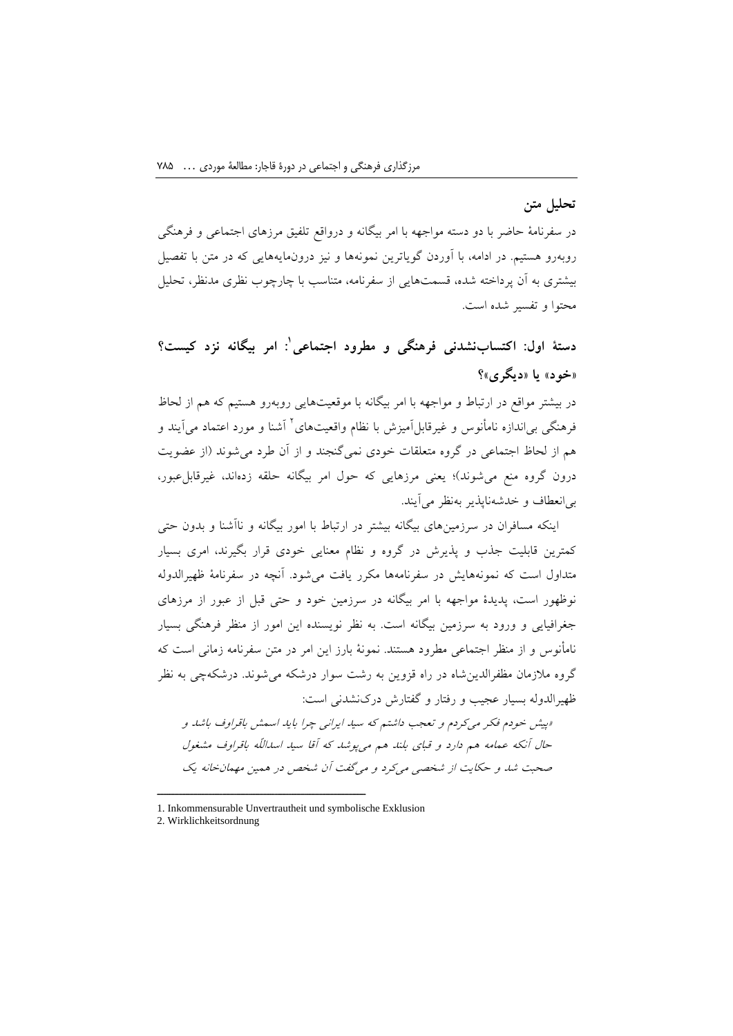## تحلیل متن

در سفرنامهٔ حاضر با دو دسته مواجهه با امر بیگانه و درواقع تلفیق مرزهای اجتماعی و فرهنگی روبه‌رو هستیم. در ادامه، با آوردن گویاترین نمونه‌ها و نیز درون‌مایه‌هایی که در متن با تفصیل بیشتری به آن پرداخته شده، قسمت‌هایی از سفرنامه، متناسب با چارچوب نظری مدنظر، تحلیل محتوا و تفسیر شده است.

### دستهٔ اول: اکتساب‌نشدنی فرهنگی و مطرود اجتماعی[1]: امر بیگانه نزد کیست؟ «خود» یا «دیگری»؟

در بیشتر مواقع در ارتباط و مواجهه با امر بیگانه با موقعیت‌هایی روبه‌رو هستیم که هم از لحاظ فرهنگی بی‌اندازه نامأنوس و غیرقابل‌آمیزش با نظام واقعیت‌های[2] آشنا و مورد اعتماد می‌آیند و هم از لحاظ اجتماعی در گروه متعلقات خودی نمی‌گنجند و از آن طرد می‌شوند (از عضویت درون گروه منع می‌شوند)؛ یعنی مرزهایی که حول امر بیگانه حلقه زده‌اند، غیرقابل‌عبور، بی‌انعطاف و خدشه‌ناپذیر به‌نظر می‌آیند.

اینکه مسافران در سرزمین‌های بیگانه بیشتر در ارتباط با امور بیگانه و ناآشنا و بدون حتی کمترین قابلیت جذب و پذیرش در گروه و نظام معنایی خودی قرار بگیرند، امری بسیار متداول است که نمونه‌هایش در سفرنامه‌ها مکرر یافت می‌شود. آنچه در سفرنامهٔ ظهیرالدوله نوظهور است، پدیدهٔ مواجهه با امر بیگانه در سرزمین خود و حتی قبل از عبور از مرزهای جغرافیایی و ورود به سرزمین بیگانه است. به نظر نویسنده این امور از منظر فرهنگی بسیار نامأنوس و از منظر اجتماعی مطرود هستند. نمونهٔ بارز این امر در متن سفرنامه زمانی است که گروه ملازمان مظفرالدین‌شاه در راه قزوین به رشت سوار درشکه می‌شوند. درشکه‌چی به نظر ظهیرالدوله بسیار عجیب و رفتار و گفتارش درک‌نشدنی است:

*«پیش خودم فکر می‌کردم و تعجب داشتم که سید ایرانی چرا باید اسمش باقراوف باشد و حال آنکه عمامه هم دارد و قبای بلند هم می‌پوشد که آقا سید اسدالله باقراوف مشغول صحبت شد و حکایت از شخصی می‌کرد و می‌گفت آن شخص در همین مهمان‌خانه یک*

---

1. Inkommensurable Unvertrautheit und symbolische Exklusion
2. Wirklichkeitsordnung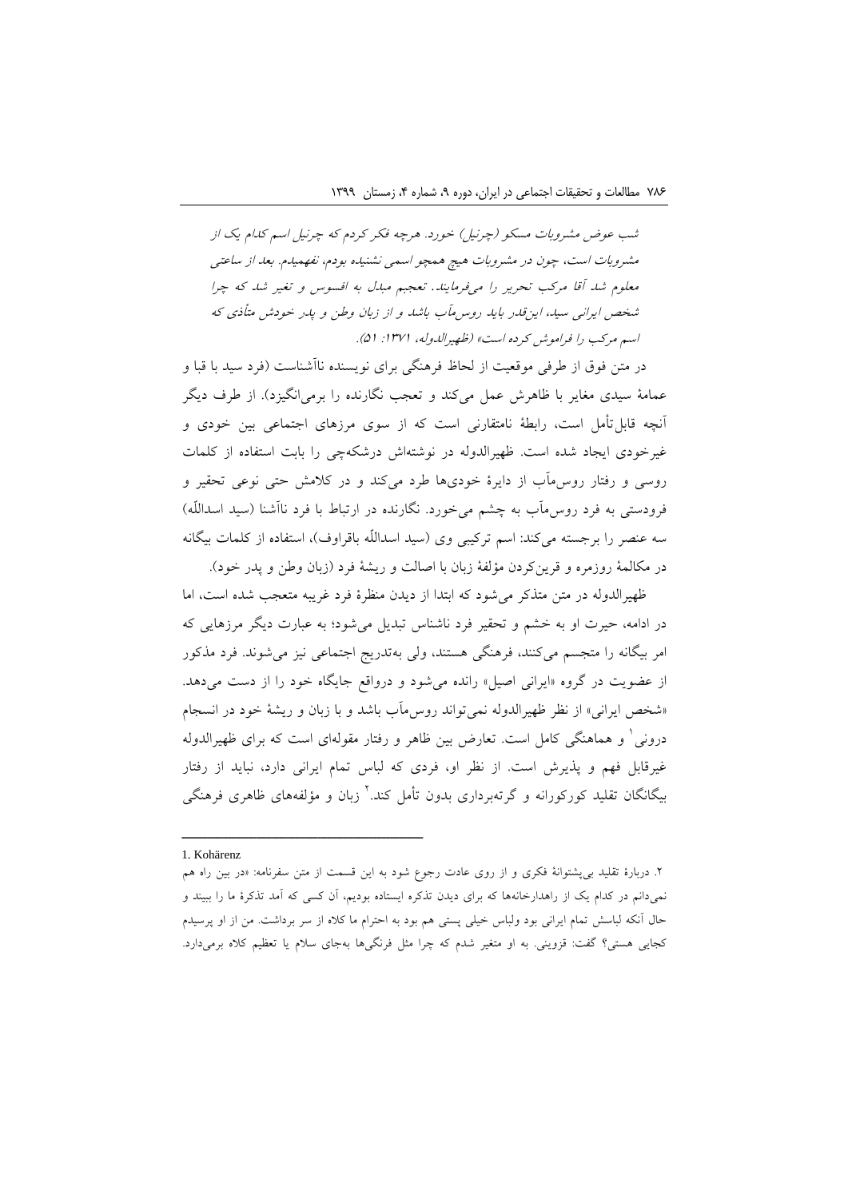*شب عوض مشروبات مسکو (چرنیل) خورد. هرچه فکر کردم که چرنیل اسم کدام یک از مشروبات است، چون در مشروبات هیچ همچو اسمی نشنیده بودم، نفهمیدم. بعد از ساعتی معلوم شد آقا مرکب تحریر را می‌فرمایند. تعجبم مبدل به افسوس و تغیر شد که چرا شخص ایرانی سید، این‌قدر باید روس‌مآب باشد و از زبان وطن و پدر خودش متأذی که اسم مرکب را فراموش کرده است» (ظهیرالدوله، ۱۳۷۱: ۵۱).*

در متن فوق از طرفی موقعیت از لحاظ فرهنگی برای نویسنده ناآشناست (فرد سید با قبا و عمامهٔ سیدی مغایر با ظاهرش عمل می‌کند و تعجب نگارنده را برمی‌انگیزد). از طرف دیگر آنچه قابل‌تأمل است، رابطهٔ نامتقارنی است که از سوی مرزهای اجتماعی بین خودی و غیرخودی ایجاد شده است. ظهیرالدوله در نوشته‌اش درشکه‌چی را بابت استفاده از کلمات روسی و رفتار روس‌مآب از دایرهٔ خودی‌ها طرد می‌کند و در کلامش حتی نوعی تحقیر و فرودستی به فرد روس‌مآب به چشم می‌خورد. نگارنده در ارتباط با فرد ناآشنا (سید اسداللّه) سه عنصر را برجسته می‌کند: اسم ترکیبی وی (سید اسداللّه باقراوف)، استفاده از کلمات بیگانه در مکالمهٔ روزمره و قرین‌کردن مؤلفهٔ زبان با اصالت و ریشهٔ فرد (زبان وطن و پدر خود).

ظهیرالدوله در متن متذکر می‌شود که ابتدا از دیدن منظرهٔ فرد غریبه متعجب شده است، اما در ادامه، حیرت او به خشم و تحقیر فرد ناشناس تبدیل می‌شود؛ به عبارت دیگر مرزهایی که امر بیگانه را متجسم می‌کنند، فرهنگی هستند، ولی به‌تدریج اجتماعی نیز می‌شوند. فرد مذکور از عضویت در گروه «ایرانی اصیل» رانده می‌شود و درواقع جایگاه خود را از دست می‌دهد. «شخص ایرانی» از نظر ظهیرالدوله نمی‌تواند روس‌مآب باشد و با زبان و ریشهٔ خود در انسجام درونی[1] و هماهنگی کامل است. تعارض بین ظاهر و رفتار مقوله‌ای است که برای ظهیرالدوله غیرقابل فهم و پذیرش است. از نظر او، فردی که لباس تمام ایرانی دارد، نباید از رفتار بیگانگان تقلید کورکورانه و گرته‌برداری بدون تأمل کند.[2] زبان و مؤلفه‌های ظاهری فرهنگی

---

1. Kohärenz

۲. دربارهٔ تقلید بی‌پشتوانهٔ فکری و از روی عادت رجوع شود به این قسمت از متن سفرنامه: «در بین راه هم نمی‌دانم در کدام یک از راهدارخانه‌ها که برای دیدن تذکره ایستاده بودیم، آن کسی که آمد تذکرهٔ ما را ببیند و حال آنکه لباسش تمام ایرانی بود ولباس خیلی پستی هم بود به احترام ما کلاه از سر برداشت. من از او پرسیدم کجایی هستی؟ گفت: قزوینی. به او متغیر شدم که چرا مثل فرنگی‌ها به‌جای سلام یا تعظیم کلاه برمی‌دارد.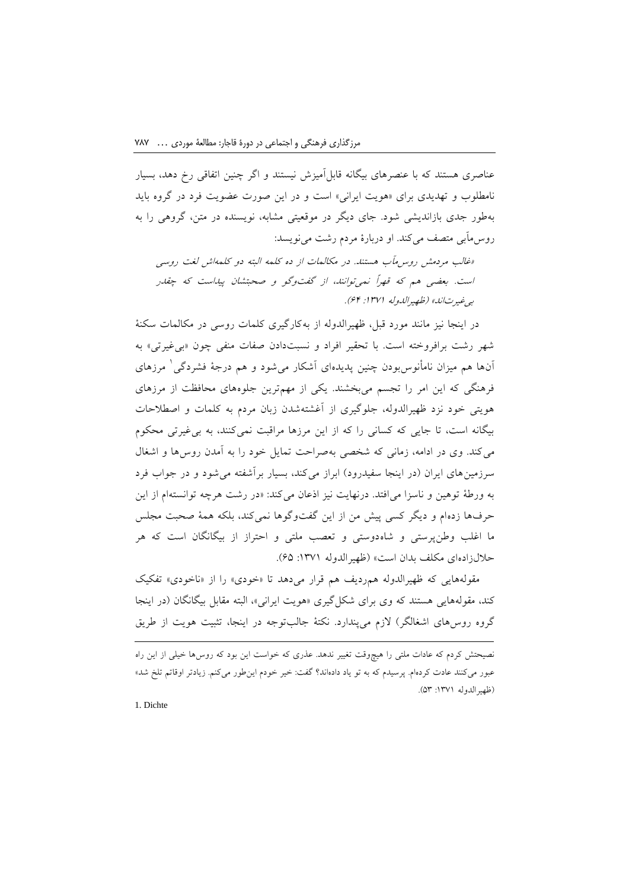عناصری هستند که با عنصرهای بیگانه قابل‌آمیزش نیستند و اگر چنین اتفاقی رخ دهد، بسیار نامطلوب و تهدیدی برای «هویت ایرانی» است و در این صورت عضویت فرد در گروه باید به‌طور جدی بازاندیشی شود. جای دیگر در موقعیتی مشابه، نویسنده در متن، گروهی را به روس‌مآبی متصف می‌کند. او دربارهٔ مردم رشت می‌نویسد:

*«غالب مردمش روس‌مآب هستند. در مکالمات از ده کلمه البته دو کلمه‌اش لغت روسی است. بعضی هم که قهراً نمی‌توانند، از گفت‌وگو و صحبتشان پیداست که چقدر بی‌غیرت‌اند»* (ظهیرالدوله ۱۳۷۱: ۶۴).

در اینجا نیز مانند مورد قبل، ظهیرالدوله از به‌کارگیری کلمات روسی در مکالمات سکنهٔ شهر رشت برافروخته است. با تحقیر افراد و نسبت‌دادن صفات منفی چون «بی‌غیرتی» به آن‌ها هم میزان نامأنوس‌بودن چنین پدیده‌ای آشکار می‌شود و هم درجهٔ فشردگی[1] مرزهای فرهنگی که این امر را تجسم می‌بخشند. یکی از مهم‌ترین جلوه‌های محافظت از مرزهای هویتی خود نزد ظهیرالدوله، جلوگیری از آغشته‌شدن زبان مردم به کلمات و اصطلاحات بیگانه است، تا جایی که کسانی را که از این مرزها مراقبت نمی‌کنند، به بی‌غیرتی محکوم می‌کند. وی در ادامه، زمانی که شخصی به‌صراحت تمایل خود را به آمدن روس‌ها و اشغال سرزمین‌های ایران (در اینجا سفیدرود) ابراز می‌کند، بسیار برآشفته می‌شود و در جواب فرد به ورطهٔ توهین و ناسزا می‌افتد. درنهایت نیز اذعان می‌کند: «در رشت هرچه توانسته‌ام از این حرف‌ها زده‌ام و دیگر کسی پیش من از این گفت‌وگوها نمی‌کند، بلکه همهٔ صحبت مجلس ما اغلب وطن‌پرستی و شاه‌دوستی و تعصب ملتی و احتراز از بیگانگان است که هر حلال‌زاده‌ای مکلف بدان است» (ظهیرالدوله ۱۳۷۱: ۶۵).

مقوله‌هایی که ظهیرالدوله هم‌ردیف هم قرار می‌دهد تا «خودی» را از «ناخودی» تفکیک کند، مقوله‌هایی هستند که وی برای شکل‌گیری «هویت ایرانی»، البته مقابل بیگانگان (در اینجا گروه روس‌های اشغالگر) لازم می‌پندارد. نکتهٔ جالب‌توجه در اینجا، تثبیت هویت از طریق

---

نصیحتش کردم که عادات ملتی را هیچ‌وقت تغییر ندهد. عذری که خواست این بود که روس‌ها خیلی از این راه عبور می‌کنند عادت کرده‌ام. پرسیدم که به تو یاد داده‌اند؟ گفت: خیر خودم این‌طور می‌کنم. زیادتر اوقاتم تلخ شد» (ظهیرالدوله ۱۳۷۱: ۵۳).

1. Dichte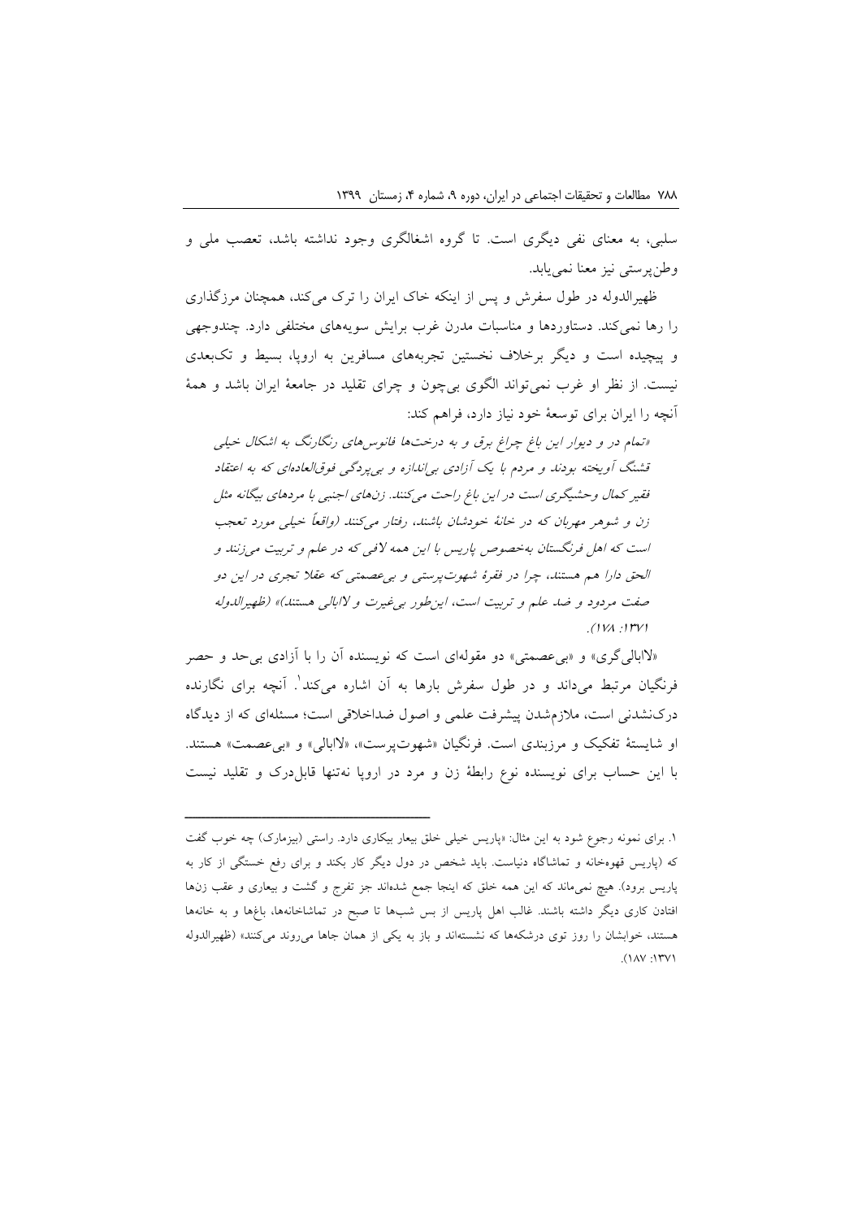سلبی، به معنای نفی دیگری است. تا گروه اشغالگری وجود نداشته باشد، تعصب ملی و وطن‌پرستی نیز معنا نمی‌یابد.

ظهیرالدوله در طول سفرش و پس از اینکه خاک ایران را ترک می‌کند، همچنان مرزگذاری را رها نمی‌کند. دستاوردها و مناسبات مدرن غرب برایش سویه‌های مختلفی دارد. چندوجهی و پیچیده است و دیگر برخلاف نخستین تجربه‌های مسافرین به اروپا، بسیط و تک‌بعدی نیست. از نظر او غرب نمی‌تواند الگوی بی‌چون و چرای تقلید در جامعهٔ ایران باشد و همهٔ آنچه را ایران برای توسعهٔ خود نیاز دارد، فراهم کند:

> *«تمام در و دیوار این باغ چراغ برق و به درخت‌ها فانوس‌های رنگارنگ به اشکال خیلی قشنگ آویخته بودند و مردم با یک آزادی بی‌اندازه و بی‌پردگی فوق‌العاده‌ای که به اعتقاد فقیر کمال وحشیگری است در این باغ راحت می‌کنند. زن‌های اجنبی با مردهای بیگانه مثل زن و شوهر مهربان که در خانهٔ خودشان باشند، رفتار می‌کنند (واقعاً خیلی مورد تعجب است که اهل فرنگستان به‌خصوص پاریس با این همه لافی که در علم و تربیت می‌زنند و الحق دارا هم هستند، چرا در فقرهٔ شهوت‌پرستی و بی‌عصمتی که عقلا تجری در این دو صفت مردود و ضد علم و تربیت است، این‌طور بی‌غیرت و لاابالی هستند)» (ظهیرالدوله ۱۳۷۱: ۱۷۸).*

«لاابالی‌گری» و «بی‌عصمتی» دو مقوله‌ای است که نویسنده آن را با آزادی بی‌حد و حصر فرنگیان مرتبط می‌داند و در طول سفرش بارها به آن اشاره می‌کند[1]. آنچه برای نگارنده درک‌نشدنی است، ملازم‌شدن پیشرفت علمی و اصول ضداخلاقی است؛ مسئله‌ای که از دیدگاه او شایستهٔ تفکیک و مرزبندی است. فرنگیان «شهوت‌پرست»، «لاابالی» و «بی‌عصمت» هستند. با این حساب برای نویسنده نوع رابطهٔ زن و مرد در اروپا نه‌تنها قابل‌درک و تقلید نیست

---

[1] برای نمونه رجوع شود به این مثال: «پاریس خیلی خلق بیعار بیکاری دارد. راستی (بیزمارک) چه خوب گفت که (پاریس قهوه‌خانه و تماشاگاه دنیاست. باید شخص در دول دیگر کار بکند و برای رفع خستگی از کار به پاریس برود). هیچ نمی‌ماند که این همه خلق که اینجا جمع شده‌اند جز تفرج و گشت و بیعاری و عقب زن‌ها افتادن کاری دیگر داشته باشند. غالب اهل پاریس از بس شب‌ها تا صبح در تماشاخانه‌ها، باغ‌ها و به خانه‌ها هستند، خوابشان را روز توی درشکه‌ها که نشسته‌اند و باز به یکی از همان جاها می‌روند می‌کنند» (ظهیرالدوله ۱۳۷۱: ۱۸۷).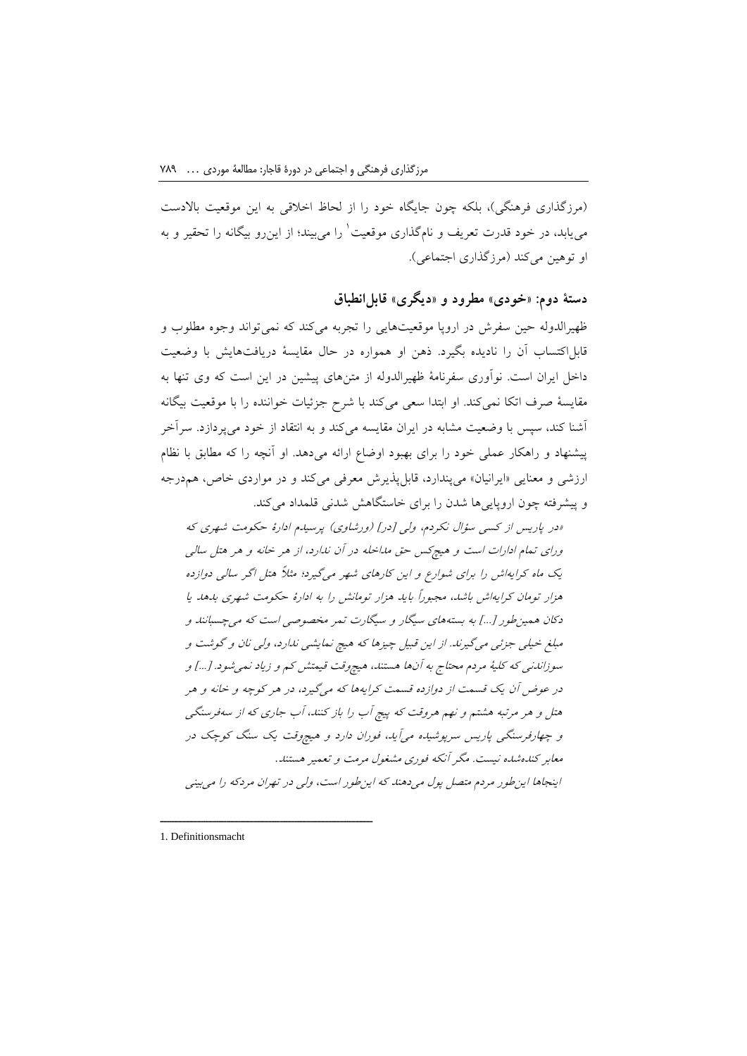(مرزگذاری فرهنگی)، بلکه چون جایگاه خود را از لحاظ اخلاقی به این موقعیت بالادست می‌یابد، در خود قدرت تعریف و نام‌گذاری موقعیت[1] را می‌بیند؛ از این‌رو بیگانه را تحقیر و به او توهین می‌کند (مرزگذاری اجتماعی).

## دستهٔ دوم: «خودی» مطرود و «دیگری» قابل‌انطباق

ظهیرالدوله حین سفرش در اروپا موقعیت‌هایی را تجربه می‌کند که نمی‌تواند وجوه مطلوب و قابل‌اکتساب آن را نادیده بگیرد. ذهن او همواره در حال مقایسهٔ دریافت‌هایش با وضعیت داخل ایران است. نوآوری سفرنامهٔ ظهیرالدوله از متن‌های پیشین در این است که وی تنها به مقایسهٔ صرف اتکا نمی‌کند. او ابتدا سعی می‌کند با شرح جزئیات خواننده را با موقعیت بیگانه آشنا کند، سپس با وضعیت مشابه در ایران مقایسه می‌کند و به انتقاد از خود می‌پردازد. سرآخر پیشنهاد و راهکار عملی خود را برای بهبود اوضاع ارائه می‌دهد. او آنچه را که مطابق با نظام ارزشی و معنایی «ایرانیان» می‌پندارد، قابل‌پذیرش معرفی می‌کند و در مواردی خاص، هم‌درجه و پیشرفته چون اروپایی‌ها شدن را برای خاستگاهش شدنی قلمداد می‌کند.

*«در پاریس از کسی سؤال نکردم، ولی [در] (ورشاوی) پرسیدم ادارهٔ حکومت شهری که ورای تمام ادارات است و هیچ‌کس حق مداخله در آن ندارد، از هر خانه و هر هتل سالی یک ماه کرایه‌اش را برای شوارع و این کارهای شهر می‌گیرد؛ مثلاً هتل اگر سالی دوازده هزار تومان کرایه‌اش باشد، مجبوراً باید هزار تومانش را به ادارهٔ حکومت شهری بدهد یا دکان همین‌طور [...] به بسته‌های سیگار و سیگارت تمر مخصوصی است که می‌چسبانند و مبلغ خیلی جزئی می‌گیرند. از این قبیل چیزها که هیچ نمایشی ندارد، ولی نان و گوشت و سوزاندنی که کلیهٔ مردم محتاج به آن‌ها هستند، هیچ‌وقت قیمتش کم و زیاد نمی‌شود. [...] و در عوض آن یک قسمت از دوازده قسمت کرایه‌ها که می‌گیرد، در هر کوچه و خانه و هر هتل و هر مرتبه هشتم و نهم هروقت که پیچ آب را باز کنند، آب جاری که از سه‌فرسنگی و چهارفرسنگی پاریس سرپوشیده می‌آید، فوران دارد و هیچ‌وقت یک سنگ کوچک در معابر کنده‌شده نیست. مگر آنکه فوری مشغول مرمت و تعمیر هستند.*

*اینجاها این‌طور مردم متصل پول می‌دهند که این‌طور است، ولی در تهران مردکه را می‌بینی*

---

1. Definitionsmacht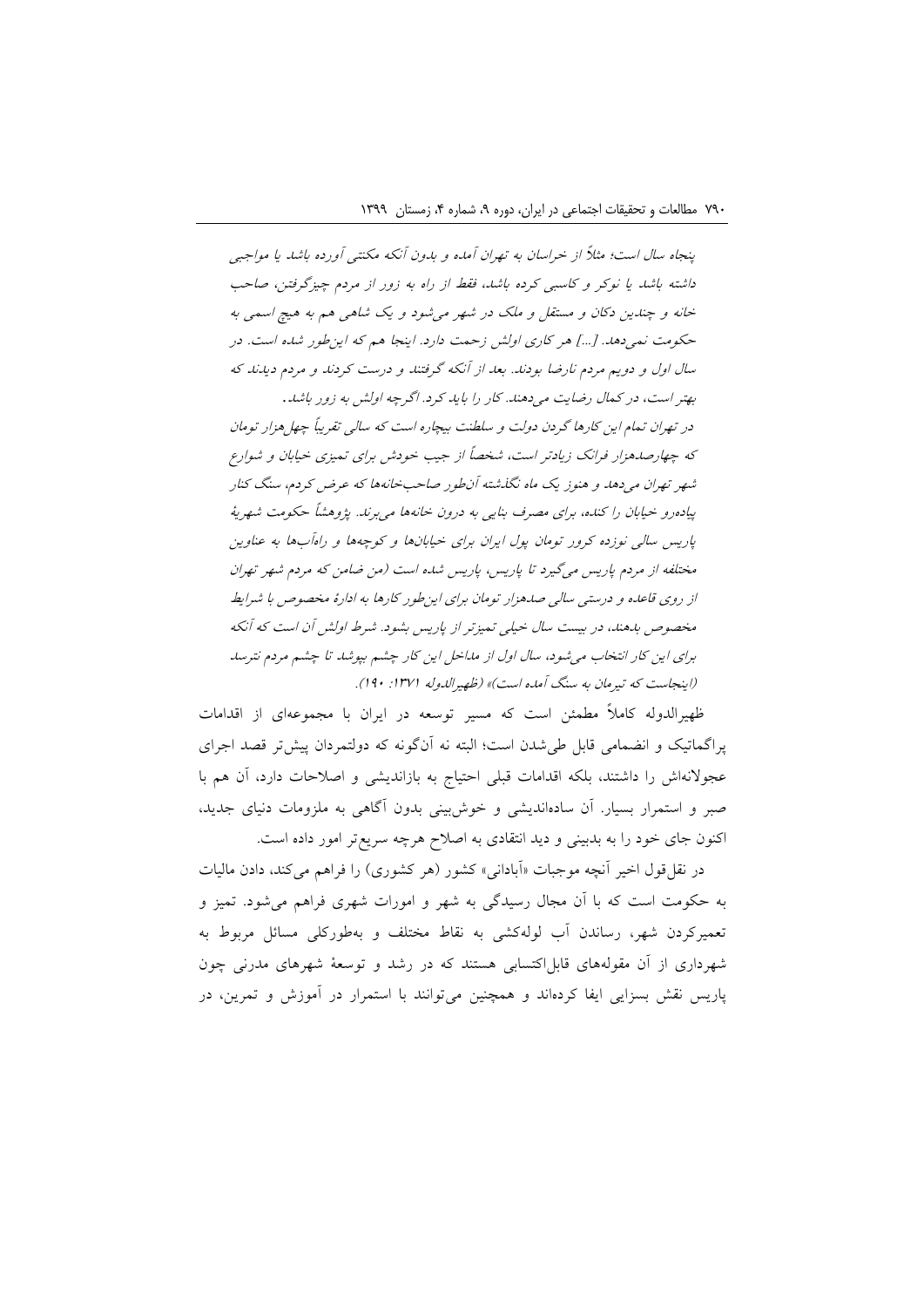پنجاه سال است؛ مثلاً از خراسان به تهران آمده و بدون آنکه مکنتی آورده باشد یا مواجبی داشته باشد یا نوکر و کاسبی کرده باشد، فقط از راه به زور از مردم چیزگرفتن، صاحب خانه و چندین دکان و مستقل و ملک در شهر می‌شود و یک شاهی هم به هیچ اسمی به حکومت نمی‌دهد. [...] هر کاری اولش زحمت دارد. اینجا هم که این‌طور شده است. در سال اول و دویم مردم ناراضا بودند. بعد از آنکه گرفتند و درست کردند و مردم دیدند که بهتر است، در کمال رضایت می‌دهند. کار را باید کرد. اگرچه اولش به زور باشد.

در تهران تمام این کارها گردن دولت و سلطنت بیچاره است که سالی تقریباً چهل‌هزار تومان که چهارصدهزار فرانک زیادتر است، شخصاً از جیب خودش برای تمیزی خیابان و شوارع شهر تهران می‌دهد و هنوز یک ماه نگذشته آن‌طور صاحب‌خانه‌ها که عرض کردم، سنگ کنار پیاده‌رو خیابان را کنده، برای مصرف بنایی به درون خانه‌ها می‌برند. پژوهشاً حکومت شهریهٔ پاریس سالی نوزده کرور تومان پول ایران برای خیابان‌ها و کوچه‌ها و راه‌آب‌ها به عناوین مختلفه از مردم پاریس می‌گیرد تا پاریس، پاریس شده است (من ضامن که مردم شهر تهران از روی قاعده و درستی سالی صدهزار تومان برای این‌طور کارها به ادارهٔ مخصوص با شرایط مخصوص بدهند، در بیست سال خیلی تمیزتر از پاریس بشود. شرط اولش آن است که آنکه برای این کار انتخاب می‌شود، سال اول از مداخل این کار چشم بپوشد تا چشم مردم نترسد (اینجاست که تیرمان به سنگ آمده است)» (ظهیرالدوله ۱۳۷۱: ۱۹۰).

ظهیرالدوله کاملاً مطمئن است که مسیر توسعه در ایران با مجموعه‌ای از اقدامات پراگماتیک و انضمامی قابل طی‌شدن است؛ البته نه آن‌گونه که دولتمردان پیش‌تر قصد اجرای عجولانه‌اش را داشتند، بلکه اقدامات قبلی احتیاج به بازاندیشی و اصلاحات دارد، آن هم با صبر و استمرار بسیار. آن ساده‌اندیشی و خوش‌بینی بدون آگاهی به ملزومات دنیای جدید، اکنون جای خود را به بدبینی و دید انتقادی به اصلاح هرچه سریع‌تر امور داده است.

در نقل‌قول اخیر آنچه موجبات «آبادانی» کشور (هر کشوری) را فراهم می‌کند، دادن مالیات به حکومت است که با آن مجال رسیدگی به شهر و امورات شهری فراهم می‌شود. تمیز و تعمیرکردن شهر، رساندن آب لوله‌کشی به نقاط مختلف و به‌طورکلی مسائل مربوط به شهرداری از آن مقوله‌های قابل‌اکتسابی هستند که در رشد و توسعهٔ شهرهای مدرنی چون پاریس نقش بسزایی ایفا کرده‌اند و همچنین می‌توانند با استمرار در آموزش و تمرین، در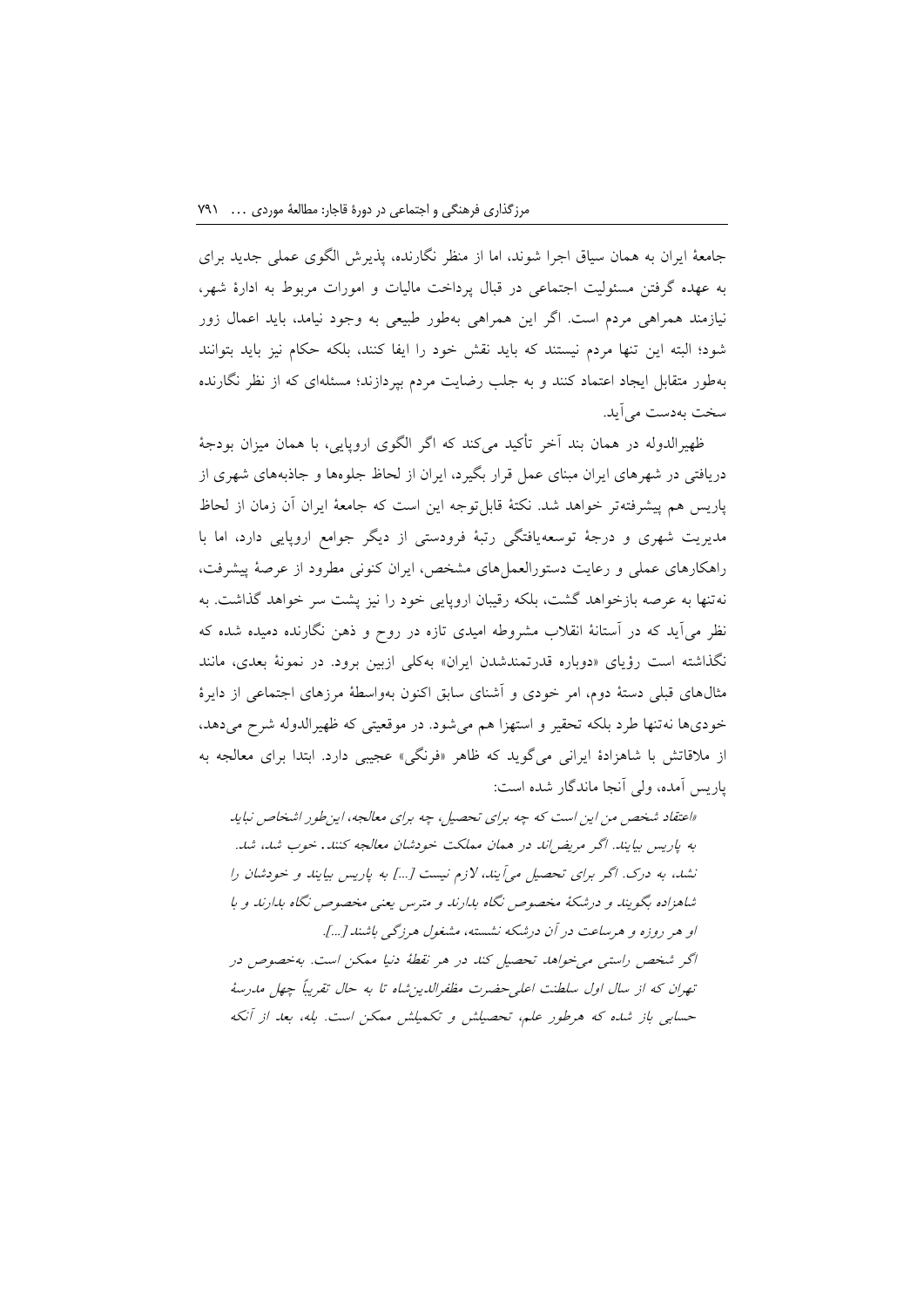جامعهٔ ایران به همان سیاق اجرا شوند، اما از منظر نگارنده، پذیرش الگوی عملی جدید برای به عهده گرفتن مسئولیت اجتماعی در قبال پرداخت مالیات و امورات مربوط به ادارهٔ شهر، نیازمند همراهی مردم است. اگر این همراهی به‌طور طبیعی به وجود نیامد، باید اعمال زور شود؛ البته این تنها مردم نیستند که باید نقش خود را ایفا کنند، بلکه حکام نیز باید بتوانند به‌طور متقابل ایجاد اعتماد کنند و به جلب رضایت مردم بپردازند؛ مسئله‌ای که از نظر نگارنده سخت به‌دست می‌آید.

ظهیرالدوله در همان بند آخر تأکید می‌کند که اگر الگوی اروپایی، با همان میزان بودجهٔ دریافتی در شهرهای ایران مبنای عمل قرار بگیرد، ایران از لحاظ جلوه‌ها و جاذبه‌های شهری از پاریس هم پیشرفته‌تر خواهد شد. نکتهٔ قابل‌توجه این است که جامعهٔ ایران آن زمان از لحاظ مدیریت شهری و درجهٔ توسعه‌یافتگی رتبهٔ فرودستی از دیگر جوامع اروپایی دارد، اما با راهکارهای عملی و رعایت دستورالعمل‌های مشخص، ایران کنونی مطرود از عرصهٔ پیشرفت، نه‌تنها به عرصه بازخواهد گشت، بلکه رقیبان اروپایی خود را نیز پشت سر خواهد گذاشت. به نظر می‌آید که در آستانهٔ انقلاب مشروطه امیدی تازه در روح و ذهن نگارنده دمیده شده که نگذاشته است رؤیای «دوباره قدرتمندشدن ایران» به‌کلی ازبین برود. در نمونهٔ بعدی، مانند مثال‌های قبلی دستهٔ دوم، امر خودی و آشنای سابق اکنون به‌واسطهٔ مرزهای اجتماعی از دایرهٔ خودی‌ها نه‌تنها طرد بلکه تحقیر و استهزا هم می‌شود. در موقعیتی که ظهیرالدوله شرح می‌دهد، از ملاقاتش با شاهزادهٔ ایرانی می‌گوید که ظاهر «فرنگی» عجیبی دارد. ابتدا برای معالجه به پاریس آمده، ولی آنجا ماندگار شده است:

> *«اعتقاد شخص من این است که چه برای تحصیل، چه برای معالجه، این‌طور اشخاص نباید به پاریس بیایند. اگر مریض‌اند در همان مملکت خودشان معالجه کنند. خوب شد، شد. نشد، به درک. اگر برای تحصیل می‌آیند، لازم نیست [...] به پاریس بیایند و خودشان را شاهزاده بگویند و درشکهٔ مخصوص نگاه بدارند و مترس یعنی مخصوص نگاه بدارند و با او هر روزه و هرساعت در آن درشکه نشسته، مشغول هرزگی باشند [...].*
>
> *اگر شخص راستی می‌خواهد تحصیل کند در هر نقطهٔ دنیا ممکن است. به‌خصوص در تهران که از سال اول سلطنت اعلی‌حضرت مظفرالدین‌شاه تا به حال تقریباً چهل مدرسهٔ حسابی باز شده که هرطور علم، تحصیلش و تکمیلش ممکن است. بله، بعد از آنکه*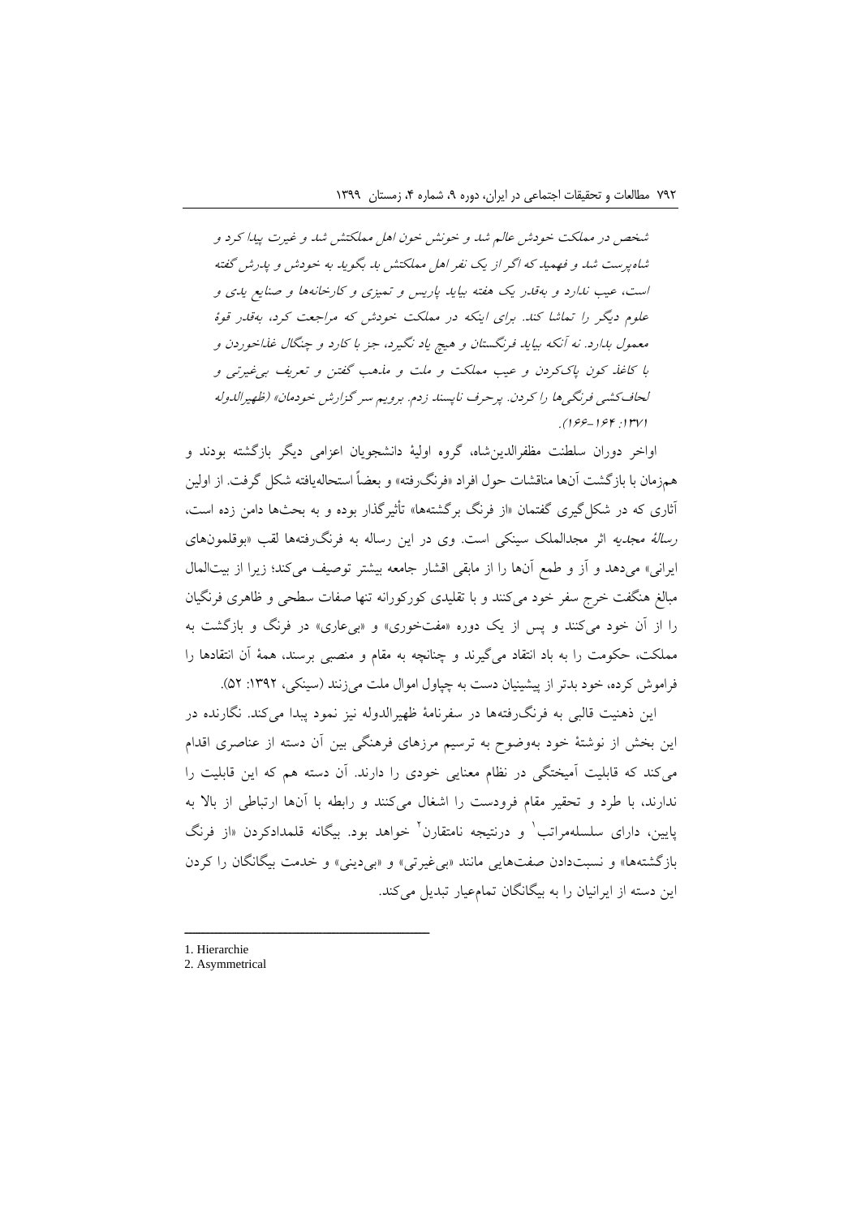*شخص در مملکت خودش عالم شد و خونش خون اهل مملکتش شد و غیرت پیدا کرد و شاه‌پرست شد و فهمید که اگر از یک نفر اهل مملکتش بد بگوید به خودش و پدرش گفته است، عیب ندارد و به‌قدر یک هفته بیاید پاریس و تمیزی و کارخانه‌ها و صنایع یدی و علوم دیگر را تماشا کند. برای اینکه در مملکت خودش که مراجعت کرد، به‌قدر قوهٔ معمول بدارد. نه آنکه بیاید فرنگستان و هیچ یاد نگیرد، جز با کارد و چنگال غذاخوردن و با کاغذ کون پاک‌کردن و عیب مملکت و ملت و مذهب گفتن و تعریف بی‌غیرتی و لحاف‌کشی فرنگی‌ها را کردن. پرحرف ناپسند زدم. برویم سر گزارش خودمان» (ظهیرالدوله ۱۳۷۱: ۱۶۴-۱۶۶).*

اواخر دوران سلطنت مظفرالدین‌شاه، گروه اولیهٔ دانشجویان اعزامی دیگر بازگشته بودند و هم‌زمان با بازگشت آن‌ها مناقشات حول افراد «فرنگ‌رفته» و بعضاً استحاله‌یافته شکل گرفت. از اولین آثاری که در شکل‌گیری گفتمان «از فرنگ برگشته‌ها» تأثیرگذار بوده و به بحث‌ها دامن زده است، *رسالهٔ مجدیه* اثر مجدالملک سینکی است. وی در این رساله به فرنگ‌رفته‌ها لقب «بوقلمون‌های ایرانی» می‌دهد و آز و طمع آن‌ها را از مابقی اقشار جامعه بیشتر توصیف می‌کند؛ زیرا از بیت‌المال مبالغ هنگفت خرج سفر خود می‌کنند و با تقلیدی کورکورانه تنها صفات سطحی و ظاهری فرنگیان را از آن خود می‌کنند و پس از یک دوره «مفت‌خوری» و «بی‌عاری» در فرنگ و بازگشت به مملکت، حکومت را به باد انتقاد می‌گیرند و چنانچه به مقام و منصبی برسند، همهٔ آن انتقادها را فراموش کرده، خود بدتر از پیشینیان دست به چپاول اموال ملت می‌زنند (سینکی، ۱۳۹۲: ۵۲).

این ذهنیت قالبی به فرنگ‌رفته‌ها در سفرنامهٔ ظهیرالدوله نیز نمود پیدا می‌کند. نگارنده در این بخش از نوشتهٔ خود به‌وضوح به ترسیم مرزهای فرهنگی بین آن دسته از عناصری اقدام می‌کند که قابلیت آمیختگی در نظام معنایی خودی را دارند. آن دسته هم که این قابلیت را ندارند، با طرد و تحقیر مقام فرودست را اشغال می‌کنند و رابطه با آن‌ها ارتباطی از بالا به پایین، دارای سلسله‌مراتب[1] و درنتیجه نامتقارن[2] خواهد بود. بیگانه قلمدادکردن «از فرنگ بازگشته‌ها» و نسبت‌دادن صفت‌هایی مانند «بی‌غیرتی» و «بی‌دینی» و خدمت بیگانگان را کردن این دسته از ایرانیان را به بیگانگان تمام‌عیار تبدیل می‌کند.

---

1. Hierarchie
2. Asymmetrical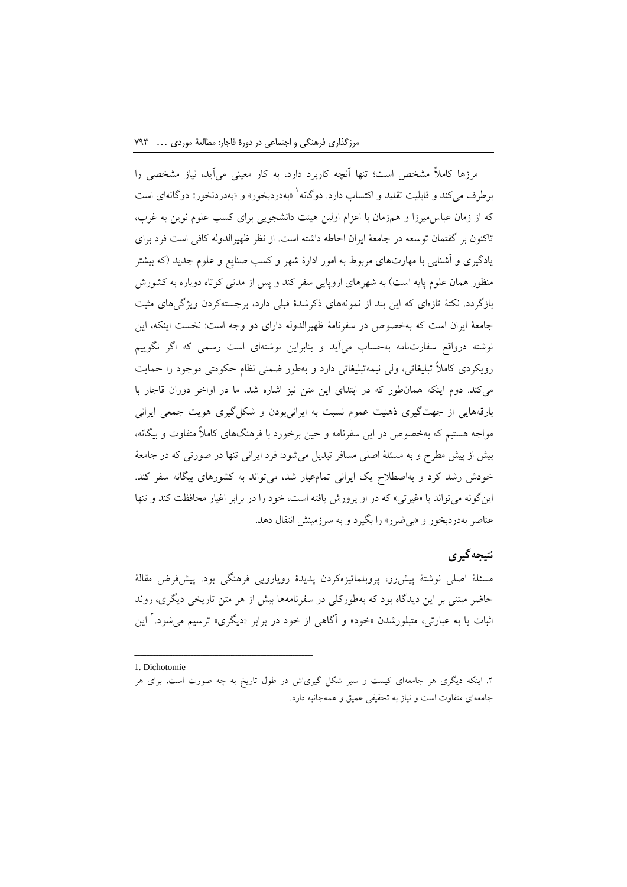مرزها کاملاً مشخص است؛ تنها آنچه کاربرد دارد، به کار معینی می‌آید، نیاز مشخصی را برطرف می‌کند و قابلیت تقلید و اکتساب دارد. دوگانه[1] «به‌دردبخور» و «به‌دردنخور» دوگانه‌ای است که از زمان عباس‌میرزا و همزمان با اعزام اولین هیئت دانشجویی برای کسب علوم نوین به غرب، تاکنون بر گفتمان توسعه در جامعهٔ ایران احاطه داشته است. از نظر ظهیرالدوله کافی است فرد برای یادگیری و آشنایی با مهارت‌های مربوط به امور ادارهٔ شهر و کسب صنایع و علوم جدید (که بیشتر منظور همان علوم پایه است) به شهرهای اروپایی سفر کند و پس از مدتی کوتاه دوباره به کشورش بازگردد. نکتهٔ تازه‌ای که این بند از نمونه‌های ذکرشدهٔ قبلی دارد، برجسته‌کردن ویژگی‌های مثبت جامعهٔ ایران است که به‌خصوص در سفرنامهٔ ظهیرالدوله دارای دو وجه است: نخست اینکه، این نوشته درواقع سفارت‌نامه به‌حساب می‌آید و بنابراین نوشته‌ای است رسمی که اگر نگوییم رویکردی کاملاً تبلیغاتی، ولی نیمه‌تبلیغاتی دارد و به‌طور ضمنی نظام حکومتی موجود را حمایت می‌کند. دوم اینکه همان‌طور که در ابتدای این متن نیز اشاره شد، ما در اواخر دوران قاجار با بارقه‌هایی از جهت‌گیری ذهنیت عموم نسبت به ایرانی‌بودن و شکل‌گیری هویت جمعی ایرانی مواجه هستیم که به‌خصوص در این سفرنامه و حین برخورد با فرهنگ‌های کاملاً متفاوت و بیگانه، بیش از پیش مطرح و به مسئلهٔ اصلی مسافر تبدیل می‌شود: فرد ایرانی تنها در صورتی که در جامعهٔ خودش رشد کرد و به‌اصطلاح یک ایرانی تمام‌عیار شد، می‌تواند به کشورهای بیگانه سفر کند. این‌گونه می‌تواند با «غیرتی» که در او پرورش یافته است، خود را در برابر اغیار محافظت کند و تنها عناصر به‌دردبخور و «بی‌ضرر» را بگیرد و به سرزمینش انتقال دهد.

## نتیجه‌گیری

مسئلهٔ اصلی نوشتهٔ پیش‌رو، پروبلماتیزه‌کردن پدیدهٔ رویارویی فرهنگی بود. پیش‌فرض مقالهٔ حاضر مبتنی بر این دیدگاه بود که به‌طورکلی در سفرنامه‌ها بیش از هر متن تاریخی دیگری، روند اثبات یا به عبارتی، متبلورشدن «خود» و آگاهی از خود در برابر «دیگری» ترسیم می‌شود.[2] این

---

1. Dichotomie

۲. اینکه دیگری هر جامعه‌ای کیست و سیر شکل گیری‌اش در طول تاریخ به چه صورت است، برای هر جامعه‌ای متفاوت است و نیاز به تحقیقی عمیق و همه‌جانبه دارد.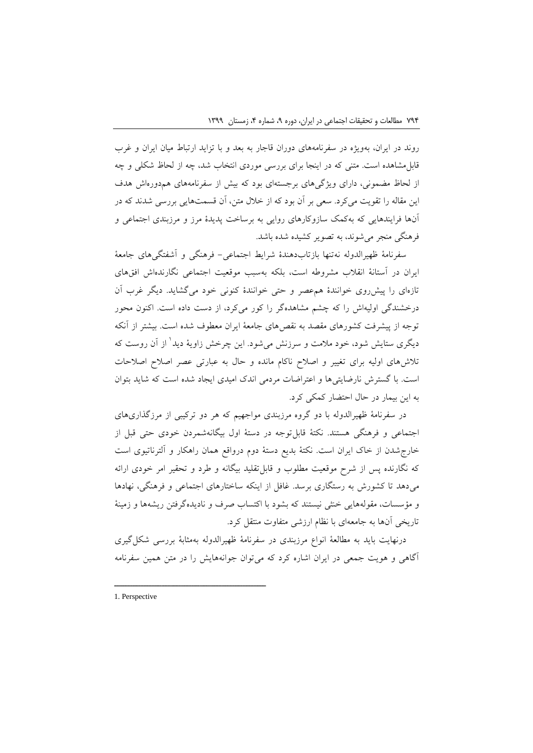روند در ایران، به‌ویژه در سفرنامه‌های دوران قاجار به بعد و با تزاید ارتباط میان ایران و غرب قابل‌مشاهده است. متنی که در اینجا برای بررسی موردی انتخاب شد، چه از لحاظ شکلی و چه از لحاظ مضمونی، دارای ویژگی‌های برجسته‌ای بود که بیش از سفرنامه‌های هم‌دوره‌اش هدف این مقاله را تقویت می‌کرد. سعی بر آن بود که از خلال متن، آن قسمت‌هایی بررسی شدند که در آن‌ها فرایندهایی که به‌کمک سازوکارهای روایی به برساخت پدیدهٔ مرز و مرزبندی اجتماعی و فرهنگی منجر می‌شوند، به تصویر کشیده شده باشد.

سفرنامهٔ ظهیرالدوله نه‌تنها بازتاب‌دهندهٔ شرایط اجتماعی- فرهنگی و آشفتگی‌های جامعهٔ ایران در آستانهٔ انقلاب مشروطه است، بلکه به‌سبب موقعیت اجتماعی نگارنده‌اش افق‌های تازه‌ای را پیش‌روی خوانندهٔ هم‌عصر و حتی خوانندهٔ کنونی خود می‌گشاید. دیگر غرب آن درخشندگی اولیه‌اش را که چشم مشاهده‌گر را کور می‌کرد، از دست داده است. اکنون محور توجه از پیشرفت کشورهای مقصد به نقص‌های جامعهٔ ایران معطوف شده است. بیشتر از آنکه دیگری ستایش شود، خود ملامت و سرزنش می‌شود. این چرخش زاویهٔ دید[1] از آن روست که تلاش‌های اولیه برای تغییر و اصلاح ناکام مانده و حال به عبارتی عصر اصلاح اصلاحات است. با گسترش نارضایتی‌ها و اعتراضات مردمی اندک امیدی ایجاد شده است که شاید بتوان به این بیمار در حال احتضار کمکی کرد.

در سفرنامهٔ ظهیرالدوله با دو گروه مرزبندی مواجهیم که هر دو ترکیبی از مرزگذاری‌های اجتماعی و فرهنگی هستند. نکتهٔ قابل‌توجه در دستهٔ اول بیگانه‌شمردن خودی حتی قبل از خارج‌شدن از خاک ایران است. نکتهٔ بدیع دستهٔ دوم درواقع همان راهکار و آلترناتیوی است که نگارنده پس از شرح موقعیت مطلوب و قابل‌تقلید بیگانه و طرد و تحقیر امر خودی ارائه می‌دهد تا کشورش به رستگاری برسد. غافل از اینکه ساختارهای اجتماعی و فرهنگی، نهادها و مؤسسات، مقوله‌هایی خنثی نیستند که بشود با اکتساب صرف و نادیده‌گرفتن ریشه‌ها و زمینهٔ تاریخی آن‌ها به جامعه‌ای با نظام ارزشی متفاوت منتقل کرد.

درنهایت باید به مطالعهٔ انواع مرزبندی در سفرنامهٔ ظهیرالدوله به‌مثابهٔ بررسی شکل‌گیری آگاهی و هویت جمعی در ایران اشاره کرد که می‌توان جوانه‌هایش را در متن همین سفرنامه

---

1. Perspective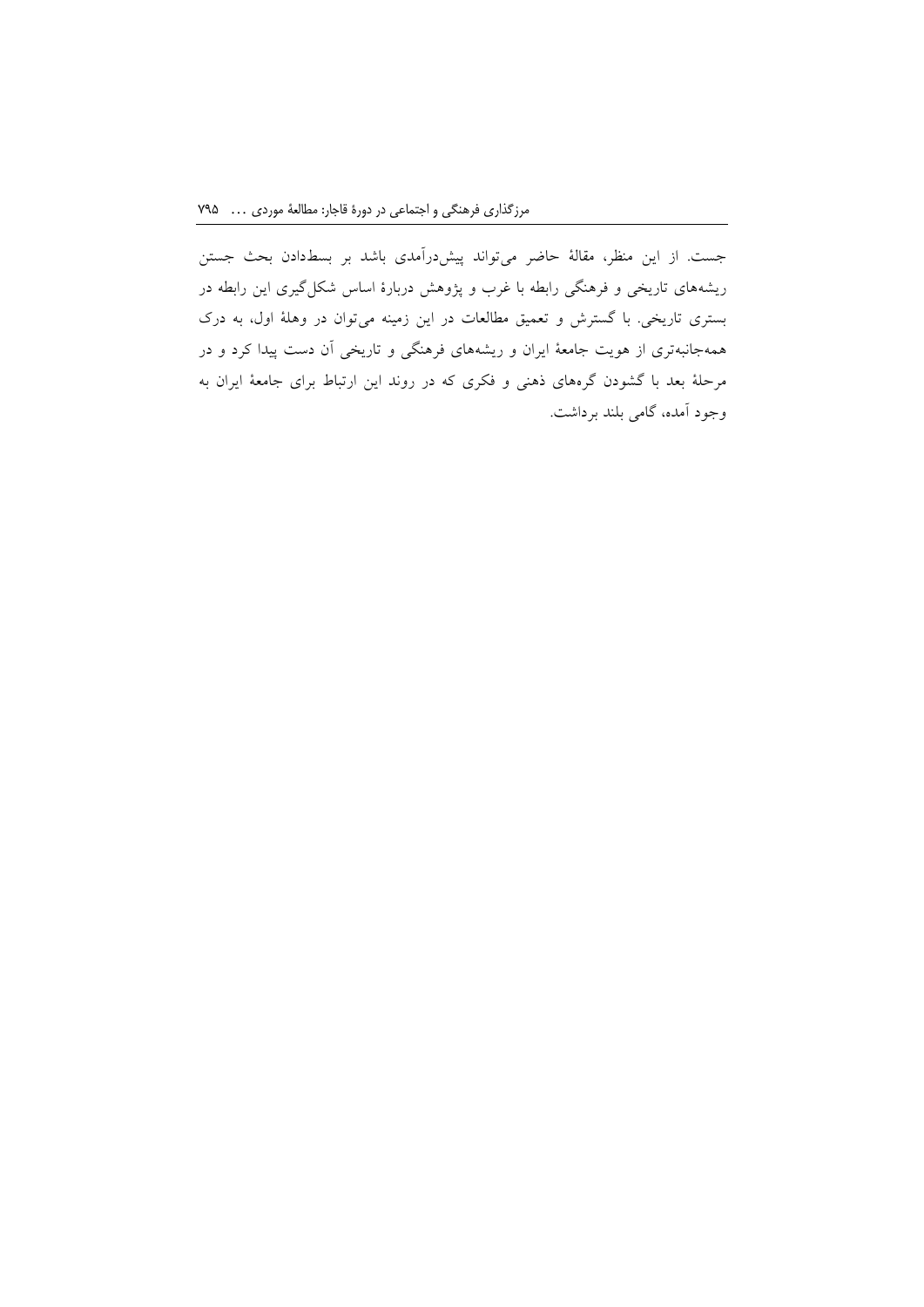جست. از این منظر، مقالهٔ حاضر می‌تواند پیش‌درآمدی باشد بر بسط‌دادن بحث جستن ریشه‌های تاریخی و فرهنگی رابطه با غرب و پژوهش دربارهٔ اساس شکل‌گیری این رابطه در بستری تاریخی. با گسترش و تعمیق مطالعات در این زمینه می‌توان در وهلهٔ اول، به درک همه‌جانبه‌تری از هویت جامعهٔ ایران و ریشه‌های فرهنگی و تاریخی آن دست پیدا کرد و در مرحلهٔ بعد با گشودن گره‌های ذهنی و فکری که در روند این ارتباط برای جامعهٔ ایران به وجود آمده، گامی بلند برداشت.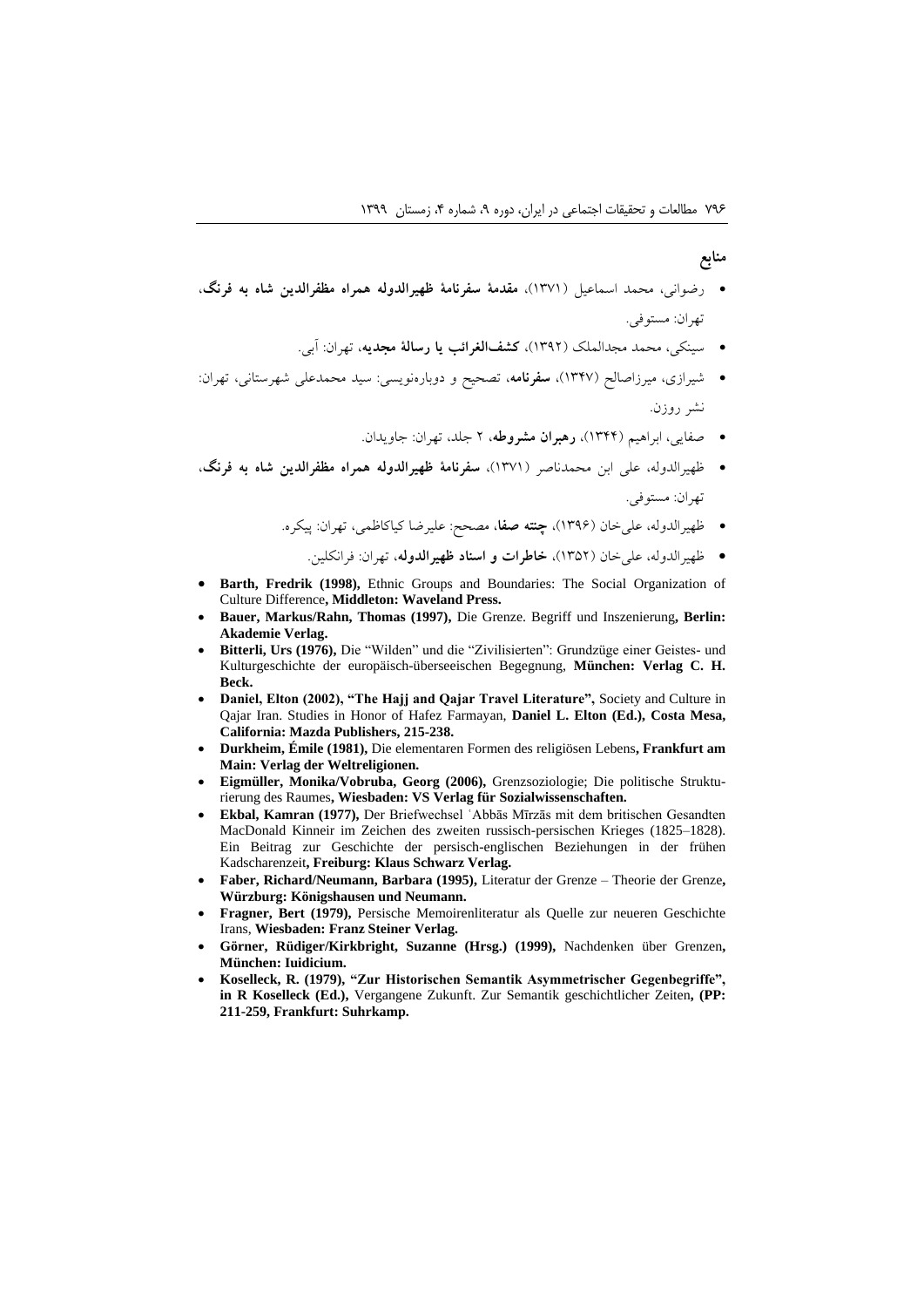## منابع

- رضوانی، محمد اسماعیل (۱۳۷۱)، **مقدمهٔ سفرنامهٔ ظهیرالدوله همراه مظفرالدین شاه به فرنگ**، تهران: مستوفی.
- سینکی، محمد مجدالملک (۱۳۹۲)، **کشف‌الغرائب یا رسالهٔ مجدیه**، تهران: آبی.
- شیرازی، میرزاصالح (۱۳۴۷)، **سفرنامه**، تصحیح و دوباره‌نویسی: سید محمدعلی شهرستانی، تهران: نشر روزن.
- صفایی، ابراهیم (۱۳۴۴)، **رهبران مشروطه**، ۲ جلد، تهران: جاویدان.
- ظهیرالدوله، علی ابن محمدناصر (۱۳۷۱)، **سفرنامهٔ ظهیرالدوله همراه مظفرالدین شاه به فرنگ**، تهران: مستوفی.
- ظهیرالدوله، علی‌خان (۱۳۹۶)، **چنته صفا**، مصحح: علیرضا کیاکاظمی، تهران: پیکره.
- ظهیرالدوله، علی‌خان (۱۳۵۲)، **خاطرات و اسناد ظهیرالدوله**، تهران: فرانکلین.

- **Barth, Fredrik (1998),** Ethnic Groups and Boundaries: The Social Organization of Culture Difference**, Middleton: Waveland Press.**
- **Bauer, Markus/Rahn, Thomas (1997),** Die Grenze. Begriff und Inszenierung**, Berlin: Akademie Verlag.**
- **Bitterli, Urs (1976),** Die “Wilden” und die “Zivilisierten”: Grundzüge einer Geistes- und Kulturgeschichte der europäisch-überseeischen Begegnung, **München: Verlag C. H. Beck.**
- **Daniel, Elton (2002), “The Hajj and Qajar Travel Literature”,** Society and Culture in Qajar Iran. Studies in Honor of Hafez Farmayan, **Daniel L. Elton (Ed.), Costa Mesa, California: Mazda Publishers, 215-238.**
- **Durkheim, Émile (1981),** Die elementaren Formen des religiösen Lebens**, Frankfurt am Main: Verlag der Weltreligionen.**
- **Eigmüller, Monika/Vobruba, Georg (2006),** Grenzsoziologie; Die politische Strukturierung des Raumes**, Wiesbaden: VS Verlag für Sozialwissenschaften.**
- **Ekbal, Kamran (1977),** Der Briefwechsel ʿAbbās Mīrzās mit dem britischen Gesandten MacDonald Kinneir im Zeichen des zweiten russisch-persischen Krieges (1825–1828). Ein Beitrag zur Geschichte der persisch-englischen Beziehungen in der frühen Kadscharenzeit**, Freiburg: Klaus Schwarz Verlag.**
- **Faber, Richard/Neumann, Barbara (1995),** Literatur der Grenze – Theorie der Grenze**, Würzburg: Königshausen und Neumann.**
- **Fragner, Bert (1979),** Persische Memoirenliteratur als Quelle zur neueren Geschichte Irans, **Wiesbaden: Franz Steiner Verlag.**
- **Görner, Rüdiger/Kirkbright, Suzanne (Hrsg.) (1999),** Nachdenken über Grenzen**, München: Iuidicium.**
- **Koselleck, R. (1979), “Zur Historischen Semantik Asymmetrischer Gegenbegriffe”, in R Koselleck (Ed.),** Vergangene Zukunft. Zur Semantik geschichtlicher Zeiten**, (PP: 211-259, Frankfurt: Suhrkamp.**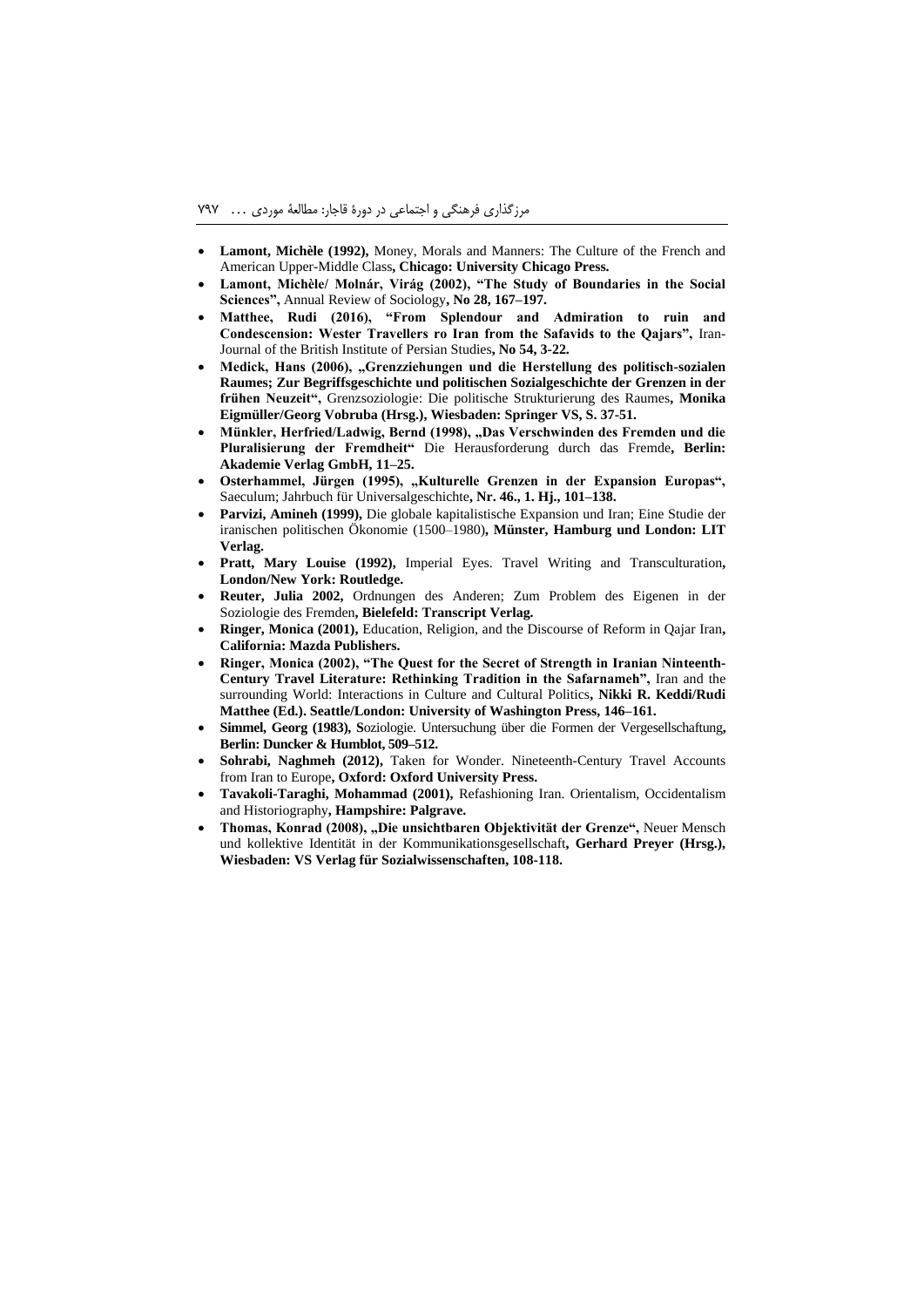- **Lamont, Michèle (1992),** Money, Morals and Manners: The Culture of the French and American Upper-Middle Class**, Chicago: University Chicago Press.**
- **Lamont, Michèle/ Molnár, Virág (2002), "The Study of Boundaries in the Social Sciences",** Annual Review of Sociology**, No 28, 167–197.**
- **Matthee, Rudi (2016), "From Splendour and Admiration to ruin and Condescension: Wester Travellers ro Iran from the Safavids to the Qajars",** Iran-Journal of the British Institute of Persian Studies**, No 54, 3-22.**
- **Medick, Hans (2006), „Grenzziehungen und die Herstellung des politisch-sozialen Raumes; Zur Begriffsgeschichte und politischen Sozialgeschichte der Grenzen in der frühen Neuzeit",** Grenzsoziologie: Die politische Strukturierung des Raumes**, Monika Eigmüller/Georg Vobruba (Hrsg.), Wiesbaden: Springer VS, S. 37-51.**
- **Münkler, Herfried/Ladwig, Bernd (1998), „Das Verschwinden des Fremden und die Pluralisierung der Fremdheit"** Die Herausforderung durch das Fremde**, Berlin: Akademie Verlag GmbH, 11–25.**
- **Osterhammel, Jürgen (1995), „Kulturelle Grenzen in der Expansion Europas",** Saeculum; Jahrbuch für Universalgeschichte**, Nr. 46., 1. Hj., 101–138.**
- **Parvizi, Amineh (1999),** Die globale kapitalistische Expansion und Iran; Eine Studie der iranischen politischen Ökonomie (1500–1980)**, Münster, Hamburg und London: LIT Verlag.**
- **Pratt, Mary Louise (1992),** Imperial Eyes. Travel Writing and Transculturation**, London/New York: Routledge.**
- **Reuter, Julia 2002,** Ordnungen des Anderen; Zum Problem des Eigenen in der Soziologie des Fremden**, Bielefeld: Transcript Verlag.**
- **Ringer, Monica (2001),** Education, Religion, and the Discourse of Reform in Qajar Iran**, California: Mazda Publishers.**
- **Ringer, Monica (2002), "The Quest for the Secret of Strength in Iranian Ninteenth-Century Travel Literature: Rethinking Tradition in the Safarnameh",** Iran and the surrounding World: Interactions in Culture and Cultural Politics**, Nikki R. Keddi/Rudi Matthee (Ed.). Seattle/London: University of Washington Press, 146–161.**
- **Simmel, Georg (1983), S**oziologie. Untersuchung über die Formen der Vergesellschaftung**, Berlin: Duncker & Humblot, 509–512.**
- **Sohrabi, Naghmeh (2012),** Taken for Wonder. Nineteenth-Century Travel Accounts from Iran to Europe**, Oxford: Oxford University Press.**
- **Tavakoli-Taraghi, Mohammad (2001),** Refashioning Iran. Orientalism, Occidentalism and Historiography**, Hampshire: Palgrave.**
- **Thomas, Konrad (2008), „Die unsichtbaren Objektivität der Grenze",** Neuer Mensch und kollektive Identität in der Kommunikationsgesellschaft**, Gerhard Preyer (Hrsg.), Wiesbaden: VS Verlag für Sozialwissenschaften, 108-118.**